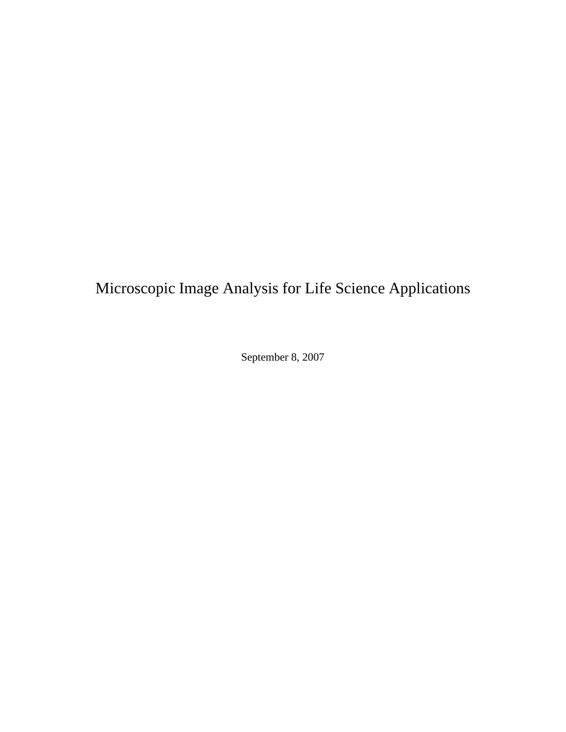# Microscopic Image Analysis for Life Science Applications

September 8, 2007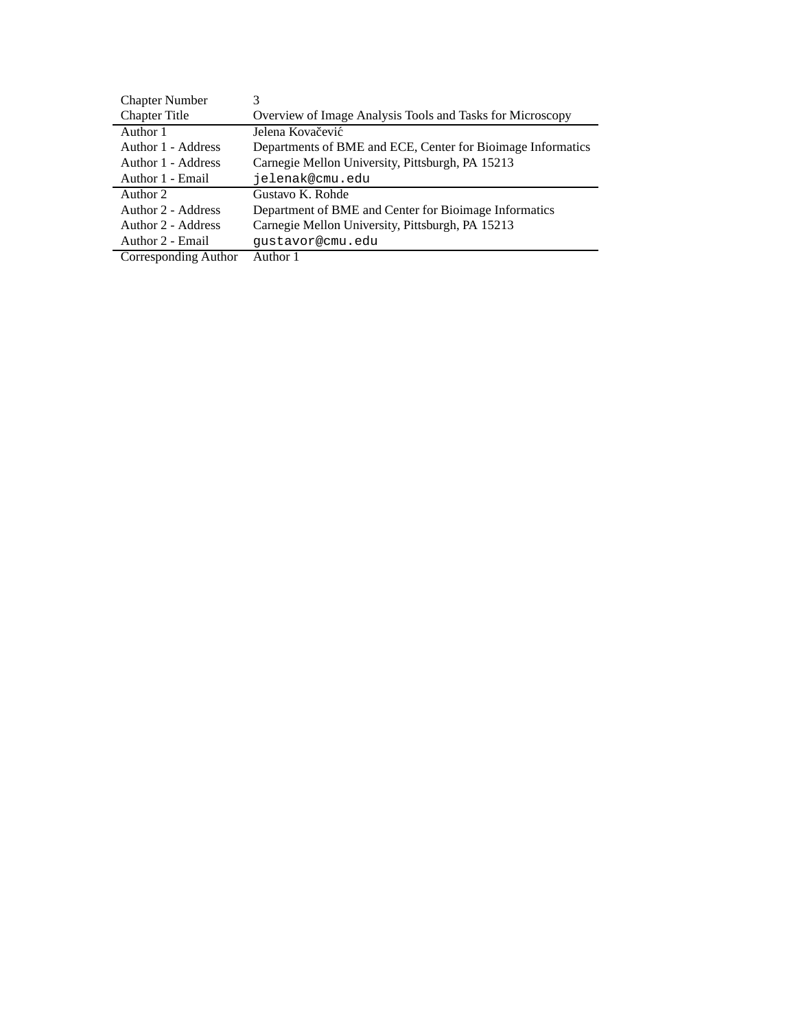| Chapter Number | 3 |
|---|---|
| Chapter Title | Overview of Image Analysis Tools and Tasks for Microscopy |
| Author 1 | Jelena Kovačević |
| Author 1 - Address | Departments of BME and ECE, Center for Bioimage Informatics |
| Author 1 - Address | Carnegie Mellon University, Pittsburgh, PA 15213 |
| Author 1 - Email | jelenak@cmu.edu |
| Author 2 | Gustavo K. Rohde |
| Author 2 - Address | Department of BME and Center for Bioimage Informatics |
| Author 2 - Address | Carnegie Mellon University, Pittsburgh, PA 15213 |
| Author 2 - Email | gustavor@cmu.edu |
| Corresponding Author | Author 1 |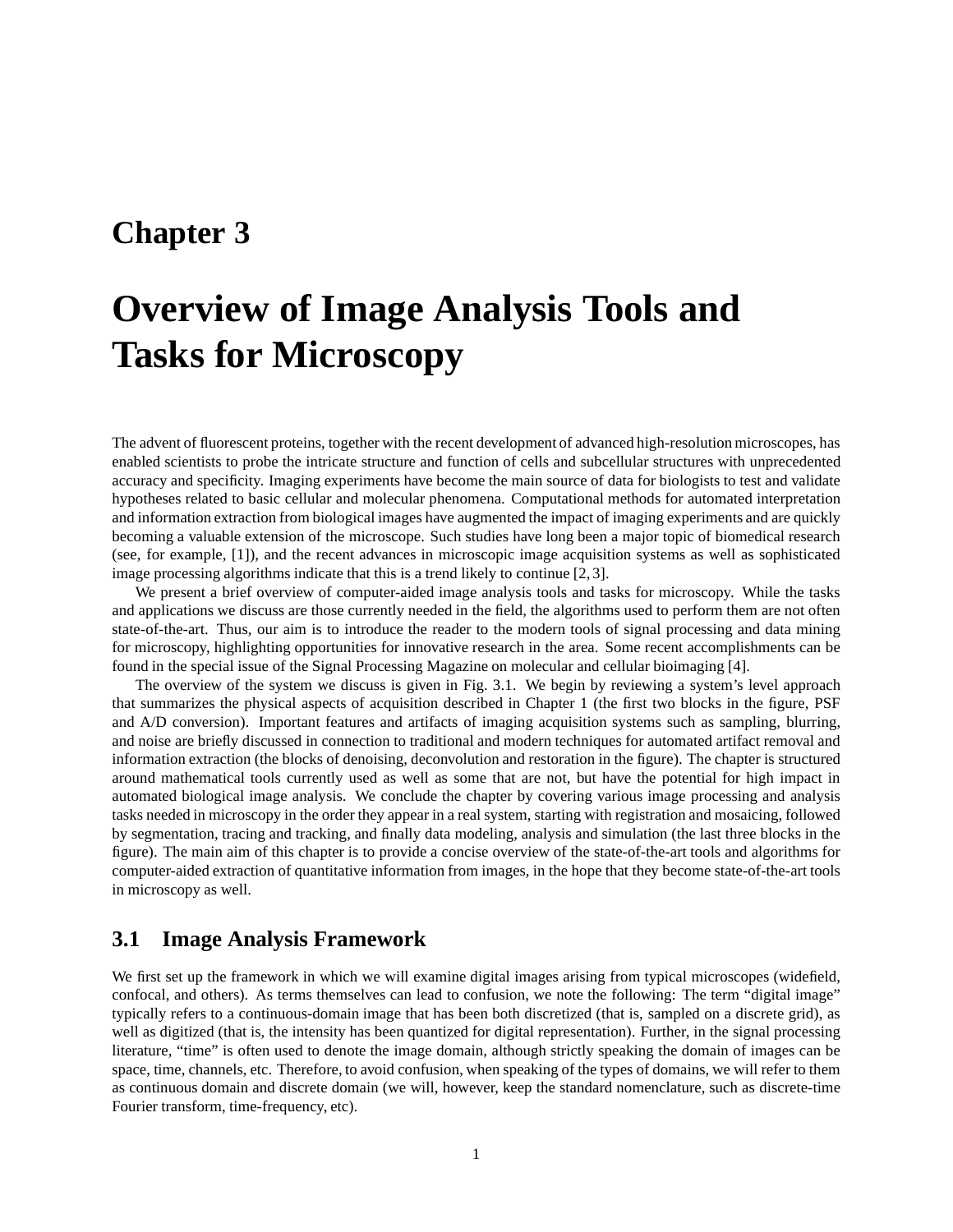# Chapter 3

# Overview of Image Analysis Tools and Tasks for Microscopy

The advent of fluorescent proteins, together with the recent development of advanced high-resolution microscopes, has enabled scientists to probe the intricate structure and function of cells and subcellular structures with unprecedented accuracy and specificity. Imaging experiments have become the main source of data for biologists to test and validate hypotheses related to basic cellular and molecular phenomena. Computational methods for automated interpretation and information extraction from biological images have augmented the impact of imaging experiments and are quickly becoming a valuable extension of the microscope. Such studies have long been a major topic of biomedical research (see, for example, [1]), and the recent advances in microscopic image acquisition systems as well as sophisticated image processing algorithms indicate that this is a trend likely to continue [2, 3].

We present a brief overview of computer-aided image analysis tools and tasks for microscopy. While the tasks and applications we discuss are those currently needed in the field, the algorithms used to perform them are not often state-of-the-art. Thus, our aim is to introduce the reader to the modern tools of signal processing and data mining for microscopy, highlighting opportunities for innovative research in the area. Some recent accomplishments can be found in the special issue of the Signal Processing Magazine on molecular and cellular bioimaging [4].

The overview of the system we discuss is given in Fig. 3.1. We begin by reviewing a system's level approach that summarizes the physical aspects of acquisition described in Chapter 1 (the first two blocks in the figure, PSF and A/D conversion). Important features and artifacts of imaging acquisition systems such as sampling, blurring, and noise are briefly discussed in connection to traditional and modern techniques for automated artifact removal and information extraction (the blocks of denoising, deconvolution and restoration in the figure). The chapter is structured around mathematical tools currently used as well as some that are not, but have the potential for high impact in automated biological image analysis. We conclude the chapter by covering various image processing and analysis tasks needed in microscopy in the order they appear in a real system, starting with registration and mosaicing, followed by segmentation, tracing and tracking, and finally data modeling, analysis and simulation (the last three blocks in the figure). The main aim of this chapter is to provide a concise overview of the state-of-the-art tools and algorithms for computer-aided extraction of quantitative information from images, in the hope that they become state-of-the-art tools in microscopy as well.

## 3.1 Image Analysis Framework

We first set up the framework in which we will examine digital images arising from typical microscopes (widefield, confocal, and others). As terms themselves can lead to confusion, we note the following: The term "digital image" typically refers to a continuous-domain image that has been both discretized (that is, sampled on a discrete grid), as well as digitized (that is, the intensity has been quantized for digital representation). Further, in the signal processing literature, "time" is often used to denote the image domain, although strictly speaking the domain of images can be space, time, channels, etc. Therefore, to avoid confusion, when speaking of the types of domains, we will refer to them as continuous domain and discrete domain (we will, however, keep the standard nomenclature, such as discrete-time Fourier transform, time-frequency, etc).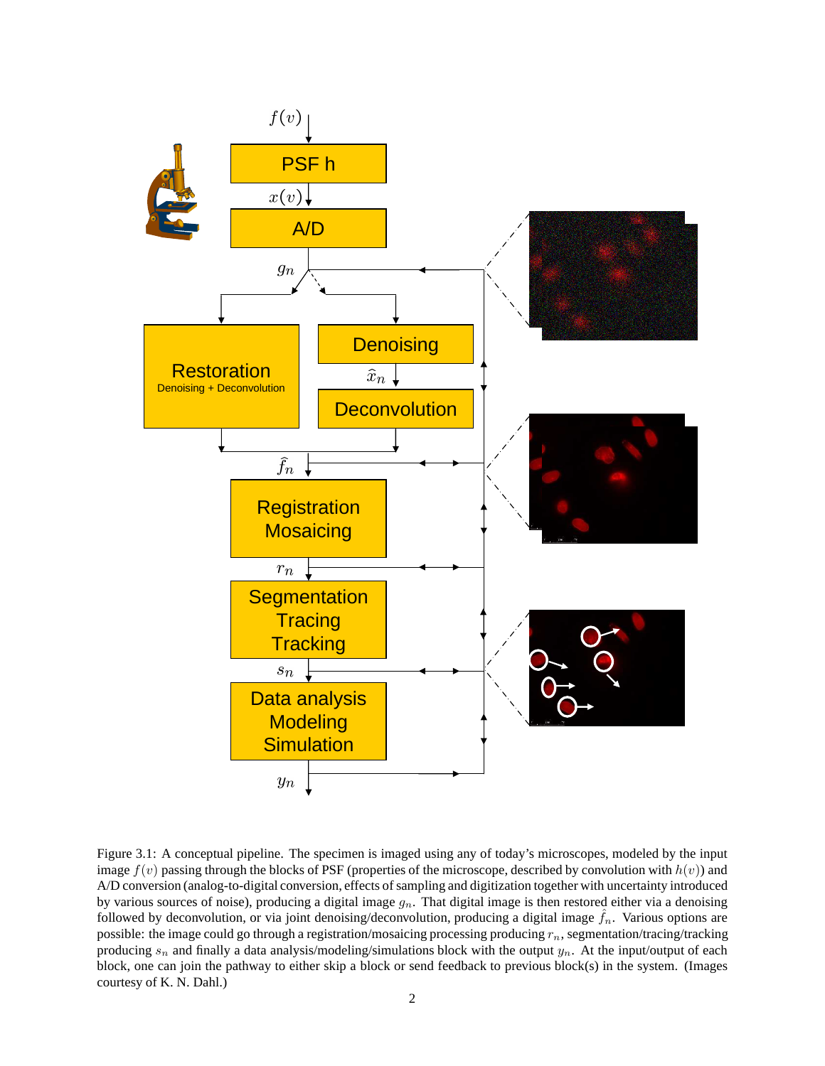Figure 3.1: A conceptual pipeline. The specimen is imaged using any of today's microscopes, modeled by the input image $f(v)$ passing through the blocks of PSF (properties of the microscope, described by convolution with $h(v)$) and A/D conversion (analog-to-digital conversion, effects of sampling and digitization together with uncertainty introduced by various sources of noise), producing a digital image $g_n$. That digital image is then restored either via a denoising followed by deconvolution, or via joint denoising/deconvolution, producing a digital image $\hat{f}_n$. Various options are possible: the image could go through a registration/mosaicing processing producing $r_n$, segmentation/tracing/tracking producing $s_n$ and finally a data analysis/modeling/simulations block with the output $y_n$. At the input/output of each block, one can join the pathway to either skip a block or send feedback to previous block(s) in the system. (Images courtesy of K. N. Dahl.)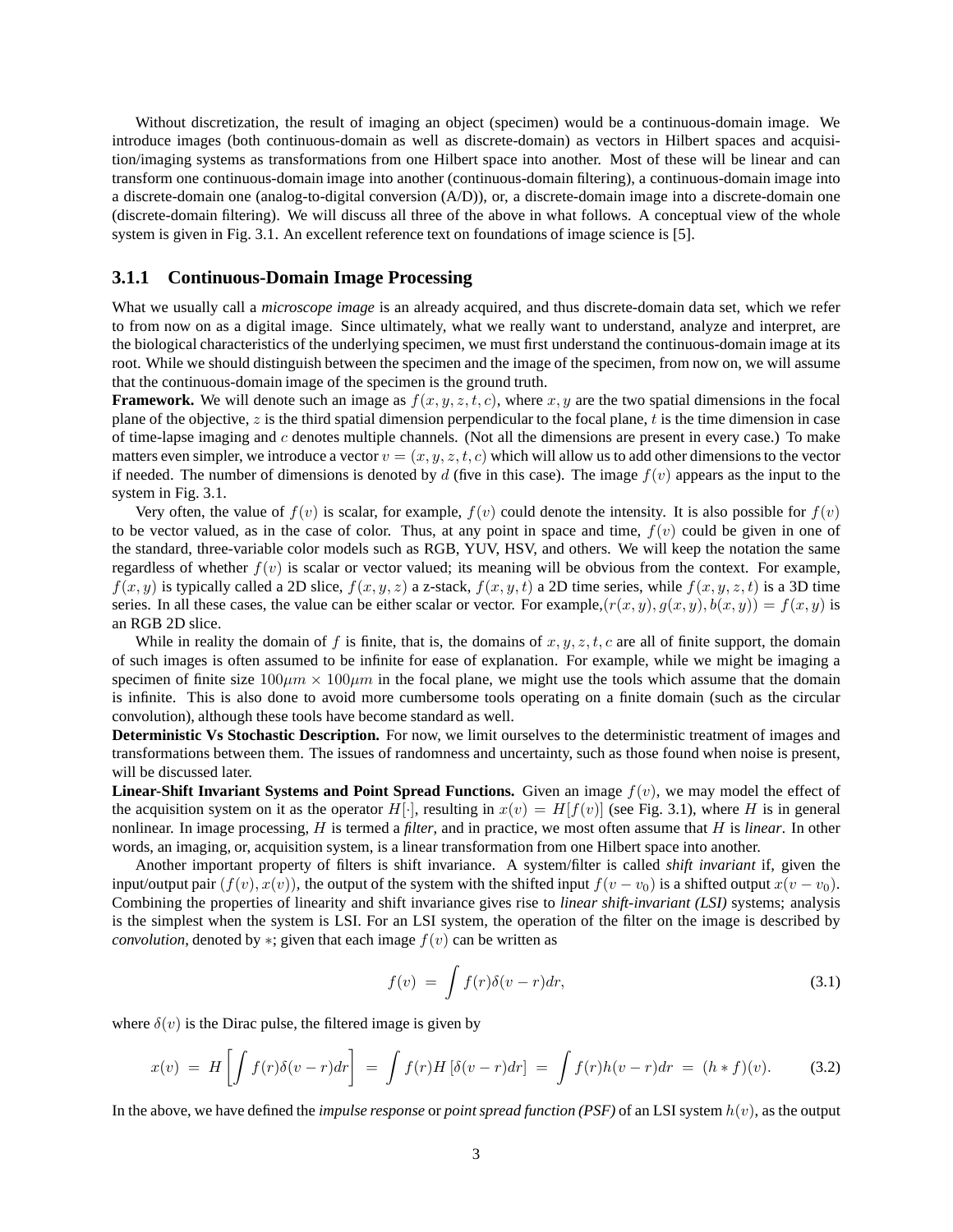Without discretization, the result of imaging an object (specimen) would be a continuous-domain image. We introduce images (both continuous-domain as well as discrete-domain) as vectors in Hilbert spaces and acquisition/imaging systems as transformations from one Hilbert space into another. Most of these will be linear and can transform one continuous-domain image into another (continuous-domain filtering), a continuous-domain image into a discrete-domain one (analog-to-digital conversion (A/D)), or, a discrete-domain image into a discrete-domain one (discrete-domain filtering). We will discuss all three of the above in what follows. A conceptual view of the whole system is given in Fig. 3.1. An excellent reference text on foundations of image science is [5].

### 3.1.1 Continuous-Domain Image Processing

What we usually call a *microscope image* is an already acquired, and thus discrete-domain data set, which we refer to from now on as a digital image. Since ultimately, what we really want to understand, analyze and interpret, are the biological characteristics of the underlying specimen, we must first understand the continuous-domain image at its root. While we should distinguish between the specimen and the image of the specimen, from now on, we will assume that the continuous-domain image of the specimen is the ground truth.

**Framework.** We will denote such an image as $f(x, y, z, t, c)$, where $x, y$ are the two spatial dimensions in the focal plane of the objective, $z$ is the third spatial dimension perpendicular to the focal plane, $t$ is the time dimension in case of time-lapse imaging and $c$ denotes multiple channels. (Not all the dimensions are present in every case.) To make matters even simpler, we introduce a vector $v = (x, y, z, t, c)$ which will allow us to add other dimensions to the vector if needed. The number of dimensions is denoted by $d$ (five in this case). The image $f(v)$ appears as the input to the system in Fig. 3.1.

Very often, the value of $f(v)$ is scalar, for example, $f(v)$ could denote the intensity. It is also possible for $f(v)$ to be vector valued, as in the case of color. Thus, at any point in space and time, $f(v)$ could be given in one of the standard, three-variable color models such as RGB, YUV, HSV, and others. We will keep the notation the same regardless of whether $f(v)$ is scalar or vector valued; its meaning will be obvious from the context. For example, $f(x, y)$ is typically called a 2D slice, $f(x, y, z)$ a z-stack, $f(x, y, t)$ a 2D time series, while $f(x, y, z, t)$ is a 3D time series. In all these cases, the value can be either scalar or vector. For example,$(r(x, y), g(x, y), b(x, y)) = f(x, y)$ is an RGB 2D slice.

While in reality the domain of $f$ is finite, that is, the domains of $x, y, z, t, c$ are all of finite support, the domain of such images is often assumed to be infinite for ease of explanation. For example, while we might be imaging a specimen of finite size $100\mu m \times 100\mu m$ in the focal plane, we might use the tools which assume that the domain is infinite. This is also done to avoid more cumbersome tools operating on a finite domain (such as the circular convolution), although these tools have become standard as well.

**Deterministic Vs Stochastic Description.** For now, we limit ourselves to the deterministic treatment of images and transformations between them. The issues of randomness and uncertainty, such as those found when noise is present, will be discussed later.

**Linear-Shift Invariant Systems and Point Spread Functions.** Given an image $f(v)$, we may model the effect of the acquisition system on it as the operator $H[\cdot]$, resulting in $x(v) = H[f(v)]$ (see Fig. 3.1), where $H$ is in general nonlinear. In image processing, $H$ is termed a ***filter***, and in practice, we most often assume that $H$ is *linear*. In other words, an imaging, or, acquisition system, is a linear transformation from one Hilbert space into another.

Another important property of filters is shift invariance. A system/filter is called *shift invariant* if, given the input/output pair $(f(v), x(v))$, the output of the system with the shifted input $f(v - v_0)$ is a shifted output $x(v - v_0)$. Combining the properties of linearity and shift invariance gives rise to *linear shift-invariant (LSI)* systems; analysis is the simplest when the system is LSI. For an LSI system, the operation of the filter on the image is described by *convolution*, denoted by $*$; given that each image $f(v)$ can be written as

$$f(v) \;=\; \int f(r)\delta(v-r)dr, \tag{3.1}$$

where $\delta(v)$ is the Dirac pulse, the filtered image is given by

$$x(v) \;=\; H\left[\int f(r)\delta(v-r)dr\right] \;=\; \int f(r)H\left[\delta(v-r)dr\right] \;=\; \int f(r)h(v-r)dr \;=\; (h*f)(v). \tag{3.2}$$

In the above, we have defined the *impulse response* or *point spread function (PSF)* of an LSI system $h(v)$, as the output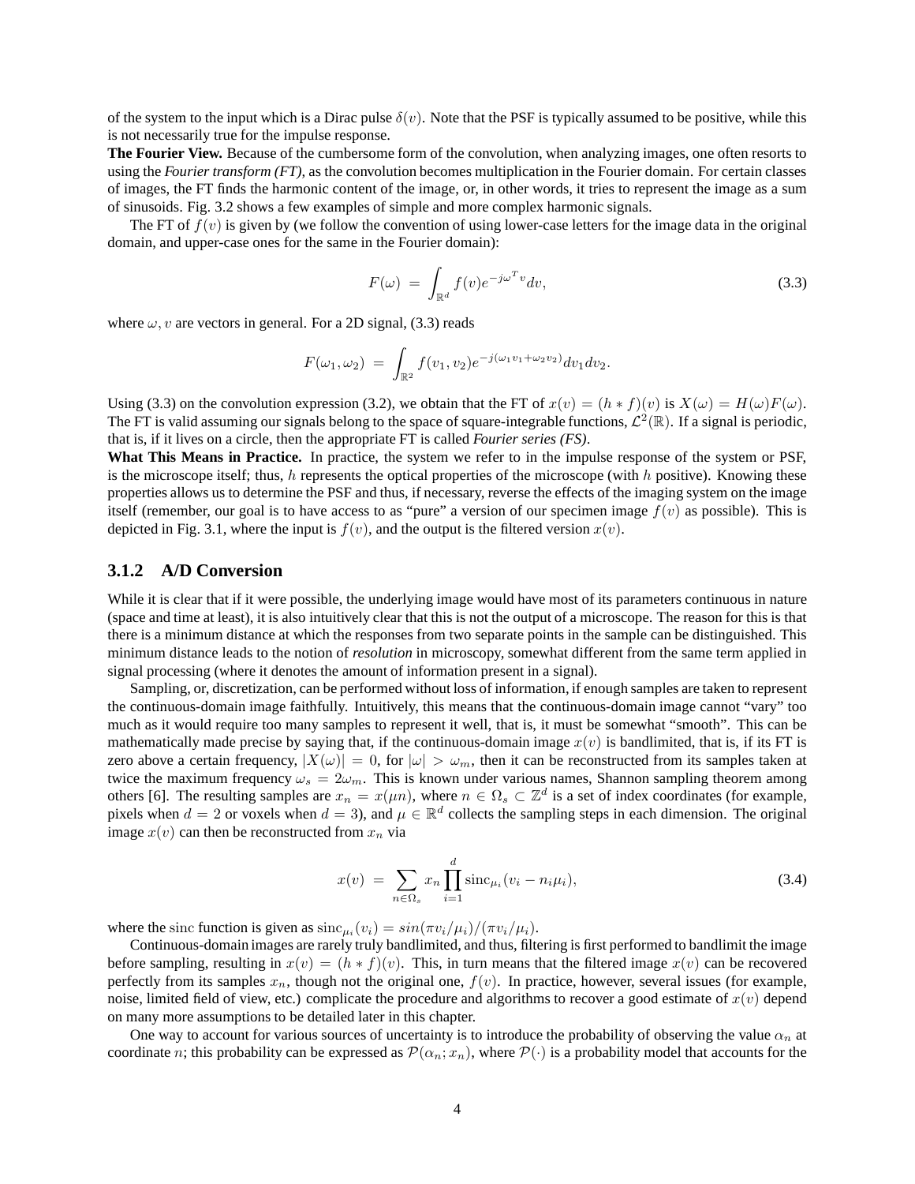of the system to the input which is a Dirac pulse $\delta(v)$. Note that the PSF is typically assumed to be positive, while this is not necessarily true for the impulse response.

**The Fourier View.** Because of the cumbersome form of the convolution, when analyzing images, one often resorts to using the *Fourier transform (FT)*, as the convolution becomes multiplication in the Fourier domain. For certain classes of images, the FT finds the harmonic content of the image, or, in other words, it tries to represent the image as a sum of sinusoids. Fig. 3.2 shows a few examples of simple and more complex harmonic signals.

The FT of $f(v)$ is given by (we follow the convention of using lower-case letters for the image data in the original domain, and upper-case ones for the same in the Fourier domain):

$$F(\omega) \;=\; \int_{\mathbb{R}^d} f(v) e^{-j\omega^T v} dv, \tag{3.3}$$

where $\omega, v$ are vectors in general. For a 2D signal, (3.3) reads

$$F(\omega_1, \omega_2) \;=\; \int_{\mathbb{R}^2} f(v_1, v_2) e^{-j(\omega_1 v_1 + \omega_2 v_2)} dv_1 dv_2.$$

Using (3.3) on the convolution expression (3.2), we obtain that the FT of $x(v) = (h * f)(v)$ is $X(\omega) = H(\omega)F(\omega)$. The FT is valid assuming our signals belong to the space of square-integrable functions, $\mathcal{L}^2(\mathbb{R})$. If a signal is periodic, that is, if it lives on a circle, then the appropriate FT is called *Fourier series (FS)*.

**What This Means in Practice.** In practice, the system we refer to in the impulse response of the system or PSF, is the microscope itself; thus, $h$ represents the optical properties of the microscope (with $h$ positive). Knowing these properties allows us to determine the PSF and thus, if necessary, reverse the effects of the imaging system on the image itself (remember, our goal is to have access to as "pure" a version of our specimen image $f(v)$ as possible). This is depicted in Fig. 3.1, where the input is $f(v)$, and the output is the filtered version $x(v)$.

### 3.1.2 A/D Conversion

While it is clear that if it were possible, the underlying image would have most of its parameters continuous in nature (space and time at least), it is also intuitively clear that this is not the output of a microscope. The reason for this is that there is a minimum distance at which the responses from two separate points in the sample can be distinguished. This minimum distance leads to the notion of *resolution* in microscopy, somewhat different from the same term applied in signal processing (where it denotes the amount of information present in a signal).

Sampling, or, discretization, can be performed without loss of information, if enough samples are taken to represent the continuous-domain image faithfully. Intuitively, this means that the continuous-domain image cannot "vary" too much as it would require too many samples to represent it well, that is, it must be somewhat "smooth". This can be mathematically made precise by saying that, if the continuous-domain image $x(v)$ is bandlimited, that is, if its FT is zero above a certain frequency, $|X(\omega)| = 0$, for $|\omega| > \omega_m$, then it can be reconstructed from its samples taken at twice the maximum frequency $\omega_s = 2\omega_m$. This is known under various names, Shannon sampling theorem among others [6]. The resulting samples are $x_n = x(\mu n)$, where $n \in \Omega_s \subset \mathbb{Z}^d$ is a set of index coordinates (for example, pixels when $d = 2$ or voxels when $d = 3$), and $\mu \in \mathbb{R}^d$ collects the sampling steps in each dimension. The original image $x(v)$ can then be reconstructed from $x_n$ via

$$x(v) \;=\; \sum_{n \in \Omega_s} x_n \prod_{i=1}^{d} \mathrm{sinc}_{\mu_i}(v_i - n_i \mu_i), \tag{3.4}$$

where the sinc function is given as $\mathrm{sinc}_{\mu_i}(v_i) = sin(\pi v_i/\mu_i)/(\pi v_i/\mu_i)$.

Continuous-domain images are rarely truly bandlimited, and thus, filtering is first performed to bandlimit the image before sampling, resulting in $x(v) = (h * f)(v)$. This, in turn means that the filtered image $x(v)$ can be recovered perfectly from its samples $x_n$, though not the original one, $f(v)$. In practice, however, several issues (for example, noise, limited field of view, etc.) complicate the procedure and algorithms to recover a good estimate of $x(v)$ depend on many more assumptions to be detailed later in this chapter.

One way to account for various sources of uncertainty is to introduce the probability of observing the value $\alpha_n$ at coordinate $n$; this probability can be expressed as $\mathcal{P}(\alpha_n; x_n)$, where $\mathcal{P}(\cdot)$ is a probability model that accounts for the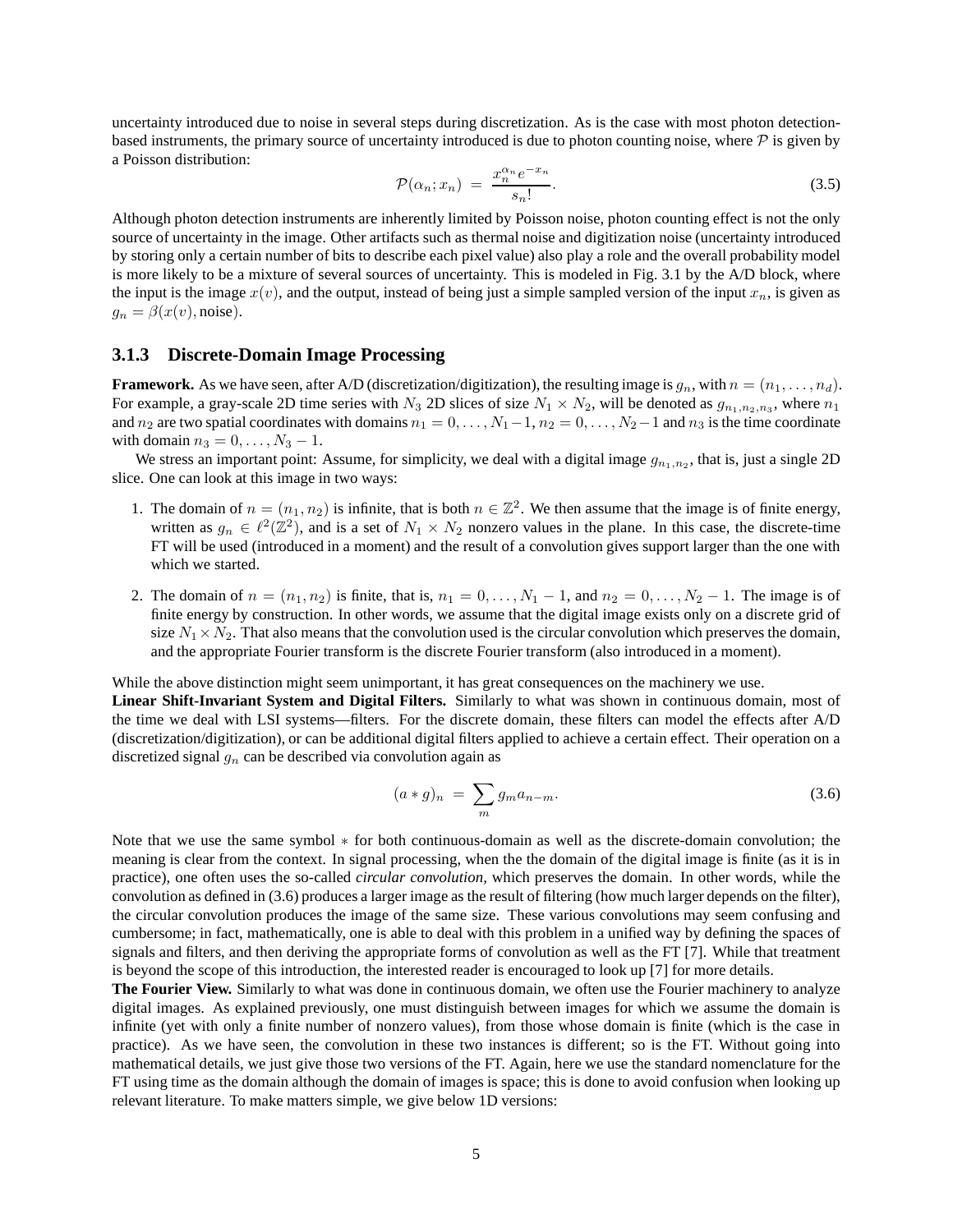uncertainty introduced due to noise in several steps during discretization. As is the case with most photon detection-based instruments, the primary source of uncertainty introduced is due to photon counting noise, where $\mathcal{P}$ is given by a Poisson distribution:

$$\mathcal{P}(\alpha_n; x_n) \;=\; \frac{x_n^{\alpha_n} e^{-x_n}}{s_n!}. \tag{3.5}$$

Although photon detection instruments are inherently limited by Poisson noise, photon counting effect is not the only source of uncertainty in the image. Other artifacts such as thermal noise and digitization noise (uncertainty introduced by storing only a certain number of bits to describe each pixel value) also play a role and the overall probability model is more likely to be a mixture of several sources of uncertainty. This is modeled in Fig. 3.1 by the A/D block, where the input is the image $x(v)$, and the output, instead of being just a simple sampled version of the input $x_n$, is given as $g_n = \beta(x(v), \text{noise})$.

### 3.1.3 Discrete-Domain Image Processing

**Framework.** As we have seen, after A/D (discretization/digitization), the resulting image is $g_n$, with $n = (n_1, \ldots, n_d)$. For example, a gray-scale 2D time series with $N_3$ 2D slices of size $N_1 \times N_2$, will be denoted as $g_{n_1,n_2,n_3}$, where $n_1$ and $n_2$ are two spatial coordinates with domains $n_1 = 0, \ldots, N_1 - 1$, $n_2 = 0, \ldots, N_2 - 1$ and $n_3$ is the time coordinate with domain $n_3 = 0, \ldots, N_3 - 1$.

We stress an important point: Assume, for simplicity, we deal with a digital image $g_{n_1,n_2}$, that is, just a single 2D slice. One can look at this image in two ways:

1. The domain of $n = (n_1, n_2)$ is infinite, that is both $n \in \mathbb{Z}^2$. We then assume that the image is of finite energy, written as $g_n \in \ell^2(\mathbb{Z}^2)$, and is a set of $N_1 \times N_2$ nonzero values in the plane. In this case, the discrete-time FT will be used (introduced in a moment) and the result of a convolution gives support larger than the one with which we started.

2. The domain of $n = (n_1, n_2)$ is finite, that is, $n_1 = 0, \ldots, N_1 - 1$, and $n_2 = 0, \ldots, N_2 - 1$. The image is of finite energy by construction. In other words, we assume that the digital image exists only on a discrete grid of size $N_1 \times N_2$. That also means that the convolution used is the circular convolution which preserves the domain, and the appropriate Fourier transform is the discrete Fourier transform (also introduced in a moment).

While the above distinction might seem unimportant, it has great consequences on the machinery we use.

**Linear Shift-Invariant System and Digital Filters.** Similarly to what was shown in continuous domain, most of the time we deal with LSI systems—filters. For the discrete domain, these filters can model the effects after A/D (discretization/digitization), or can be additional digital filters applied to achieve a certain effect. Their operation on a discretized signal $g_n$ can be described via convolution again as

$$(a * g)_n \;=\; \sum_m g_m a_{n-m}. \tag{3.6}$$

Note that we use the same symbol $*$ for both continuous-domain as well as the discrete-domain convolution; the meaning is clear from the context. In signal processing, when the the domain of the digital image is finite (as it is in practice), one often uses the so-called *circular convolution*, which preserves the domain. In other words, while the convolution as defined in (3.6) produces a larger image as the result of filtering (how much larger depends on the filter), the circular convolution produces the image of the same size. These various convolutions may seem confusing and cumbersome; in fact, mathematically, one is able to deal with this problem in a unified way by defining the spaces of signals and filters, and then deriving the appropriate forms of convolution as well as the FT [7]. While that treatment is beyond the scope of this introduction, the interested reader is encouraged to look up [7] for more details.

**The Fourier View.** Similarly to what was done in continuous domain, we often use the Fourier machinery to analyze digital images. As explained previously, one must distinguish between images for which we assume the domain is infinite (yet with only a finite number of nonzero values), from those whose domain is finite (which is the case in practice). As we have seen, the convolution in these two instances is different; so is the FT. Without going into mathematical details, we just give those two versions of the FT. Again, here we use the standard nomenclature for the FT using time as the domain although the domain of images is space; this is done to avoid confusion when looking up relevant literature. To make matters simple, we give below 1D versions: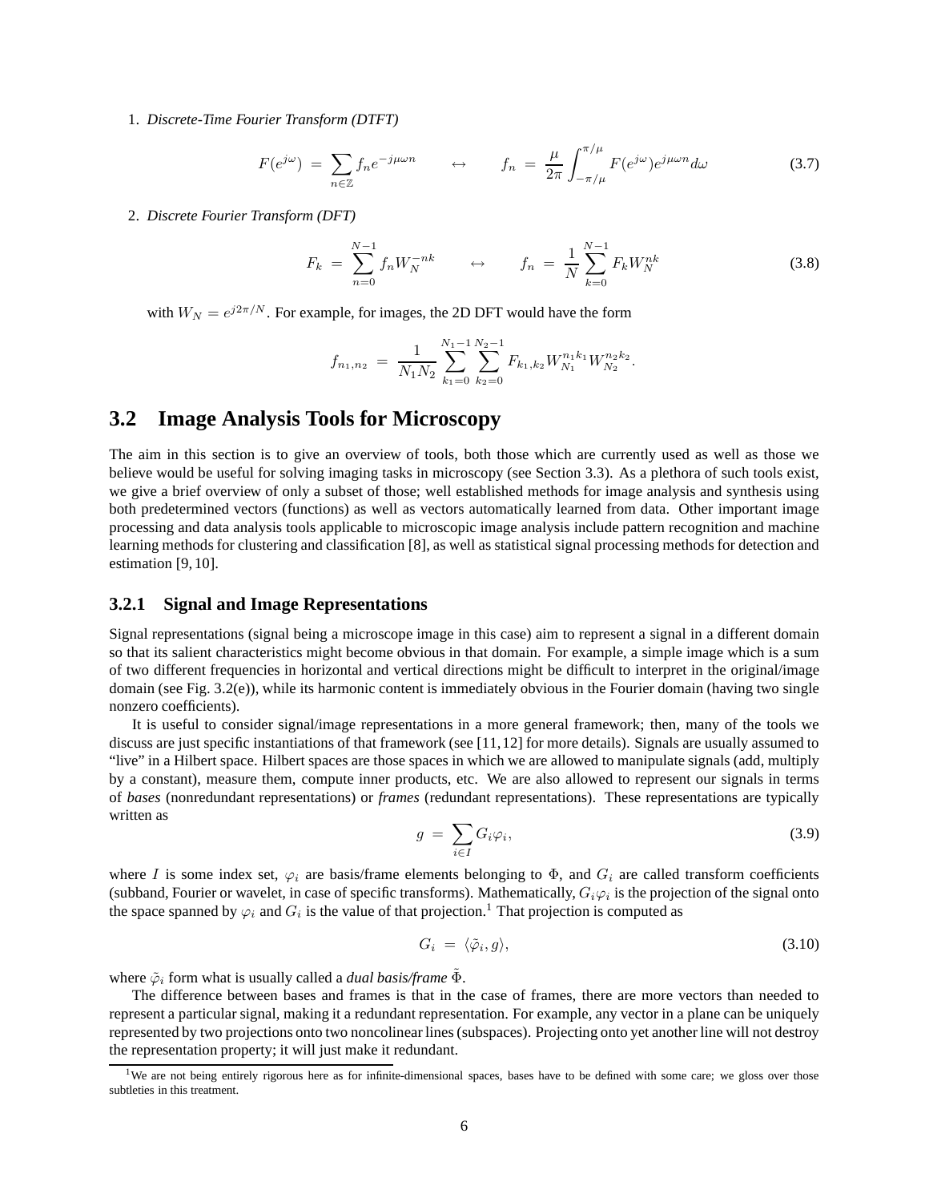1. *Discrete-Time Fourier Transform (DTFT)*

$$F(e^{j\omega}) \;=\; \sum_{n\in\mathbb{Z}} f_n e^{-j\mu\omega n} \qquad \leftrightarrow \qquad f_n \;=\; \frac{\mu}{2\pi}\int_{-\pi/\mu}^{\pi/\mu} F(e^{j\omega}) e^{j\mu\omega n} d\omega \tag{3.7}$$

2. *Discrete Fourier Transform (DFT)*

$$F_k \;=\; \sum_{n=0}^{N-1} f_n W_N^{-nk} \qquad \leftrightarrow \qquad f_n \;=\; \frac{1}{N}\sum_{k=0}^{N-1} F_k W_N^{nk} \tag{3.8}$$

with $W_N = e^{j2\pi/N}$. For example, for images, the 2D DFT would have the form

$$f_{n_1,n_2} \;=\; \frac{1}{N_1 N_2}\sum_{k_1=0}^{N_1-1}\sum_{k_2=0}^{N_2-1} F_{k_1,k_2} W_{N_1}^{n_1 k_1} W_{N_2}^{n_2 k_2}.$$

## 3.2 Image Analysis Tools for Microscopy

The aim in this section is to give an overview of tools, both those which are currently used as well as those we believe would be useful for solving imaging tasks in microscopy (see Section 3.3). As a plethora of such tools exist, we give a brief overview of only a subset of those; well established methods for image analysis and synthesis using both predetermined vectors (functions) as well as vectors automatically learned from data. Other important image processing and data analysis tools applicable to microscopic image analysis include pattern recognition and machine learning methods for clustering and classification [8], as well as statistical signal processing methods for detection and estimation [9, 10].

### 3.2.1 Signal and Image Representations

Signal representations (signal being a microscope image in this case) aim to represent a signal in a different domain so that its salient characteristics might become obvious in that domain. For example, a simple image which is a sum of two different frequencies in horizontal and vertical directions might be difficult to interpret in the original/image domain (see Fig. 3.2(e)), while its harmonic content is immediately obvious in the Fourier domain (having two single nonzero coefficients).

It is useful to consider signal/image representations in a more general framework; then, many of the tools we discuss are just specific instantiations of that framework (see [11, 12] for more details). Signals are usually assumed to "live" in a Hilbert space. Hilbert spaces are those spaces in which we are allowed to manipulate signals (add, multiply by a constant), measure them, compute inner products, etc. We are also allowed to represent our signals in terms of *bases* (nonredundant representations) or *frames* (redundant representations). These representations are typically written as

$$g \;=\; \sum_{i\in I} G_i \varphi_i, \tag{3.9}$$

where $I$ is some index set, $\varphi_i$ are basis/frame elements belonging to $\Phi$, and $G_i$ are called transform coefficients (subband, Fourier or wavelet, in case of specific transforms). Mathematically, $G_i\varphi_i$ is the projection of the signal onto the space spanned by $\varphi_i$ and $G_i$ is the value of that projection.[1] That projection is computed as

$$G_i \;=\; \langle \tilde{\varphi}_i, g\rangle, \tag{3.10}$$

where $\tilde{\varphi}_i$ form what is usually called a *dual basis/frame* $\tilde{\Phi}$.

The difference between bases and frames is that in the case of frames, there are more vectors than needed to represent a particular signal, making it a redundant representation. For example, any vector in a plane can be uniquely represented by two projections onto two noncolinear lines (subspaces). Projecting onto yet another line will not destroy the representation property; it will just make it redundant.

[1] We are not being entirely rigorous here as for infinite-dimensional spaces, bases have to be defined with some care; we gloss over those subtleties in this treatment.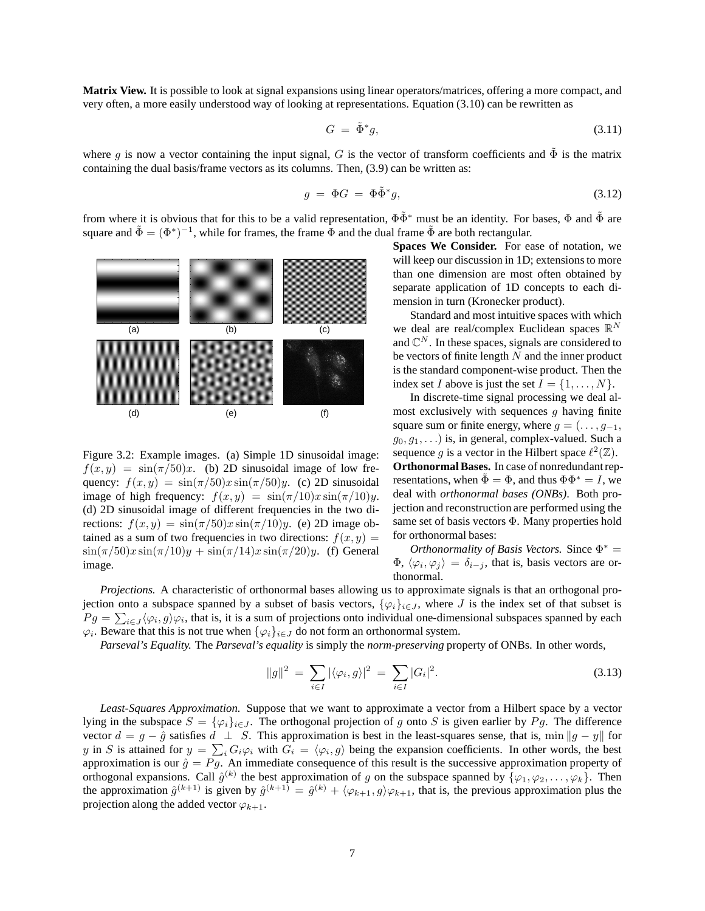**Matrix View.** It is possible to look at signal expansions using linear operators/matrices, offering a more compact, and very often, a more easily understood way of looking at representations. Equation (3.10) can be rewritten as

$$G \;=\; \tilde{\Phi}^* g, \tag{3.11}$$

where $g$ is now a vector containing the input signal, $G$ is the vector of transform coefficients and $\tilde{\Phi}$ is the matrix containing the dual basis/frame vectors as its columns. Then, (3.9) can be written as:

$$g \;=\; \Phi G \;=\; \Phi\tilde{\Phi}^* g, \tag{3.12}$$

from where it is obvious that for this to be a valid representation, $\Phi\tilde{\Phi}^*$ must be an identity. For bases, $\Phi$ and $\tilde{\Phi}$ are square and $\tilde{\Phi} = (\Phi^*)^{-1}$, while for frames, the frame $\Phi$ and the dual frame $\tilde{\Phi}$ are both rectangular.

Figure 3.2: Example images. (a) Simple 1D sinusoidal image: $f(x,y) = \sin(\pi/50)x$. (b) 2D sinusoidal image of low frequency: $f(x,y) = \sin(\pi/50)x\sin(\pi/50)y$. (c) 2D sinusoidal image of high frequency: $f(x,y) = \sin(\pi/10)x\sin(\pi/10)y$. (d) 2D sinusoidal image of different frequencies in the two directions: $f(x,y) = \sin(\pi/50)x\sin(\pi/10)y$. (e) 2D image obtained as a sum of two frequencies in two directions: $f(x,y) = \sin(\pi/50)x\sin(\pi/10)y + \sin(\pi/14)x\sin(\pi/20)y$. (f) General image.

**Spaces We Consider.** For ease of notation, we will keep our discussion in 1D; extensions to more than one dimension are most often obtained by separate application of 1D concepts to each dimension in turn (Kronecker product).

Standard and most intuitive spaces with which we deal are real/complex Euclidean spaces $\mathbb{R}^N$ and $\mathbb{C}^N$. In these spaces, signals are considered to be vectors of finite length $N$ and the inner product is the standard component-wise product. Then the index set $I$ above is just the set $I = \{1, \ldots, N\}$.

In discrete-time signal processing we deal almost exclusively with sequences $g$ having finite square sum or finite energy, where $g = (\ldots, g_{-1}, g_0, g_1, \ldots)$ is, in general, complex-valued. Such a sequence $g$ is a vector in the Hilbert space $\ell^2(\mathbb{Z})$.

**Orthonormal Bases.** In case of nonredundant representations, when $\tilde{\Phi} = \Phi$, and thus $\Phi\Phi^* = I$, we deal with *orthonormal bases (ONBs)*. Both projection and reconstruction are performed using the same set of basis vectors $\Phi$. Many properties hold for orthonormal bases:

*Orthonormality of Basis Vectors.* Since $\Phi^* = \Phi$, $\langle\varphi_i, \varphi_j\rangle = \delta_{i-j}$, that is, basis vectors are orthonormal.

*Projections.* A characteristic of orthonormal bases allowing us to approximate signals is that an orthogonal projection onto a subspace spanned by a subset of basis vectors, $\{\varphi_i\}_{i\in J}$, where $J$ is the index set of that subset is $Pg = \sum_{i\in J}\langle\varphi_i, g\rangle\varphi_i$, that is, it is a sum of projections onto individual one-dimensional subspaces spanned by each $\varphi_i$. Beware that this is not true when $\{\varphi_i\}_{i\in J}$ do not form an orthonormal system.

*Parseval's Equality.* The *Parseval's equality* is simply the *norm-preserving* property of ONBs. In other words,

$$\|g\|^2 \;=\; \sum_{i\in I}|\langle\varphi_i, g\rangle|^2 \;=\; \sum_{i\in I}|G_i|^2. \tag{3.13}$$

*Least-Squares Approximation.* Suppose that we want to approximate a vector from a Hilbert space by a vector lying in the subspace $S = \{\varphi_i\}_{i\in J}$. The orthogonal projection of $g$ onto $S$ is given earlier by $Pg$. The difference vector $d = g - \hat{g}$ satisfies $d \perp S$. This approximation is best in the least-squares sense, that is, $\min\|g - y\|$ for $y$ in $S$ is attained for $y = \sum_i G_i\varphi_i$ with $G_i = \langle\varphi_i, g\rangle$ being the expansion coefficients. In other words, the best approximation is our $\hat{g} = Pg$. An immediate consequence of this result is the successive approximation property of orthogonal expansions. Call $\hat{g}^{(k)}$ the best approximation of $g$ on the subspace spanned by $\{\varphi_1, \varphi_2, \ldots, \varphi_k\}$. Then the approximation $\hat{g}^{(k+1)}$ is given by $\hat{g}^{(k+1)} = \hat{g}^{(k)} + \langle\varphi_{k+1}, g\rangle\varphi_{k+1}$, that is, the previous approximation plus the projection along the added vector $\varphi_{k+1}$.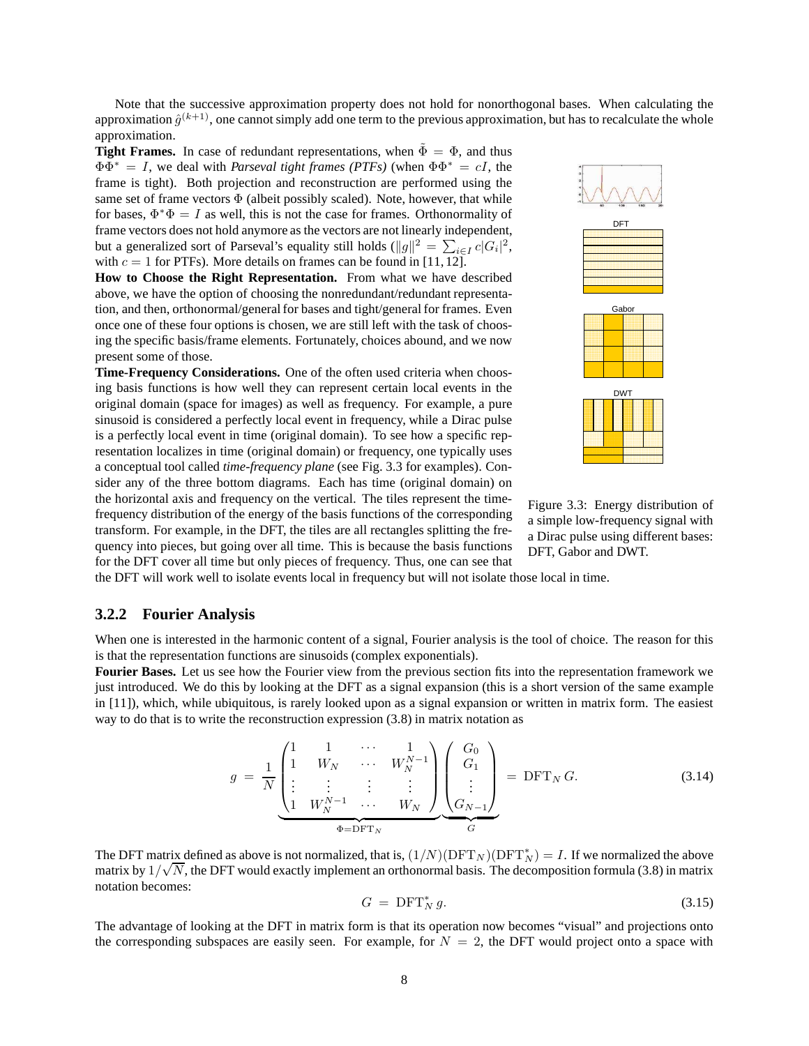Note that the successive approximation property does not hold for nonorthogonal bases. When calculating the approximation $\hat{g}^{(k+1)}$, one cannot simply add one term to the previous approximation, but has to recalculate the whole approximation.

**Tight Frames.** In case of redundant representations, when $\tilde{\Phi} = \Phi$, and thus $\Phi\Phi^* = I$, we deal with *Parseval tight frames (PTFs)* (when $\Phi\Phi^* = cI$, the frame is tight). Both projection and reconstruction are performed using the same set of frame vectors $\Phi$ (albeit possibly scaled). Note, however, that while for bases, $\Phi^*\Phi = I$ as well, this is not the case for frames. Orthonormality of frame vectors does not hold anymore as the vectors are not linearly independent, but a generalized sort of Parseval's equality still holds ($\|g\|^2 = \sum_{i \in I} c|G_i|^2$, with $c = 1$ for PTFs). More details on frames can be found in [11, 12].

**How to Choose the Right Representation.** From what we have described above, we have the option of choosing the nonredundant/redundant representation, and then, orthonormal/general for bases and tight/general for frames. Even once one of these four options is chosen, we are still left with the task of choosing the specific basis/frame elements. Fortunately, choices abound, and we now present some of those.

**Time-Frequency Considerations.** One of the often used criteria when choosing basis functions is how well they can represent certain local events in the original domain (space for images) as well as frequency. For example, a pure sinusoid is considered a perfectly local event in frequency, while a Dirac pulse is a perfectly local event in time (original domain). To see how a specific representation localizes in time (original domain) or frequency, one typically uses a conceptual tool called *time-frequency plane* (see Fig. 3.3 for examples). Consider any of the three bottom diagrams. Each has time (original domain) on the horizontal axis and frequency on the vertical. The tiles represent the time-frequency distribution of the energy of the basis functions of the corresponding transform. For example, in the DFT, the tiles are all rectangles splitting the frequency into pieces, but going over all time. This is because the basis functions for the DFT cover all time but only pieces of frequency. Thus, one can see that the DFT will work well to isolate events local in frequency but will not isolate those local in time.

Figure 3.3: Energy distribution of a simple low-frequency signal with a Dirac pulse using different bases: DFT, Gabor and DWT.

### 3.2.2 Fourier Analysis

When one is interested in the harmonic content of a signal, Fourier analysis is the tool of choice. The reason for this is that the representation functions are sinusoids (complex exponentials).

**Fourier Bases.** Let us see how the Fourier view from the previous section fits into the representation framework we just introduced. We do this by looking at the DFT as a signal expansion (this is a short version of the same example in [11]), which, while ubiquitous, is rarely looked upon as a signal expansion or written in matrix form. The easiest way to do that is to write the reconstruction expression (3.8) in matrix notation as

$$g \;=\; \underbrace{\frac{1}{N}\begin{pmatrix} 1 & 1 & \cdots & 1 \\ 1 & W_N & \cdots & W_N^{N-1} \\ \vdots & \vdots & \vdots & \vdots \\ 1 & W_N^{N-1} & \cdots & W_N \end{pmatrix}}_{\Phi = \mathrm{DFT}_N} \underbrace{\begin{pmatrix} G_0 \\ G_1 \\ \vdots \\ G_{N-1} \end{pmatrix}}_{G} \;=\; \mathrm{DFT}_N \, G. \tag{3.14}$$

The DFT matrix defined as above is not normalized, that is, $(1/N)(\mathrm{DFT}_N)(\mathrm{DFT}_N^*) = I$. If we normalized the above matrix by $1/\sqrt{N}$, the DFT would exactly implement an orthonormal basis. The decomposition formula (3.8) in matrix notation becomes:

$$G \;=\; \mathrm{DFT}_N^* \, g. \tag{3.15}$$

The advantage of looking at the DFT in matrix form is that its operation now becomes "visual" and projections onto the corresponding subspaces are easily seen. For example, for $N = 2$, the DFT would project onto a space with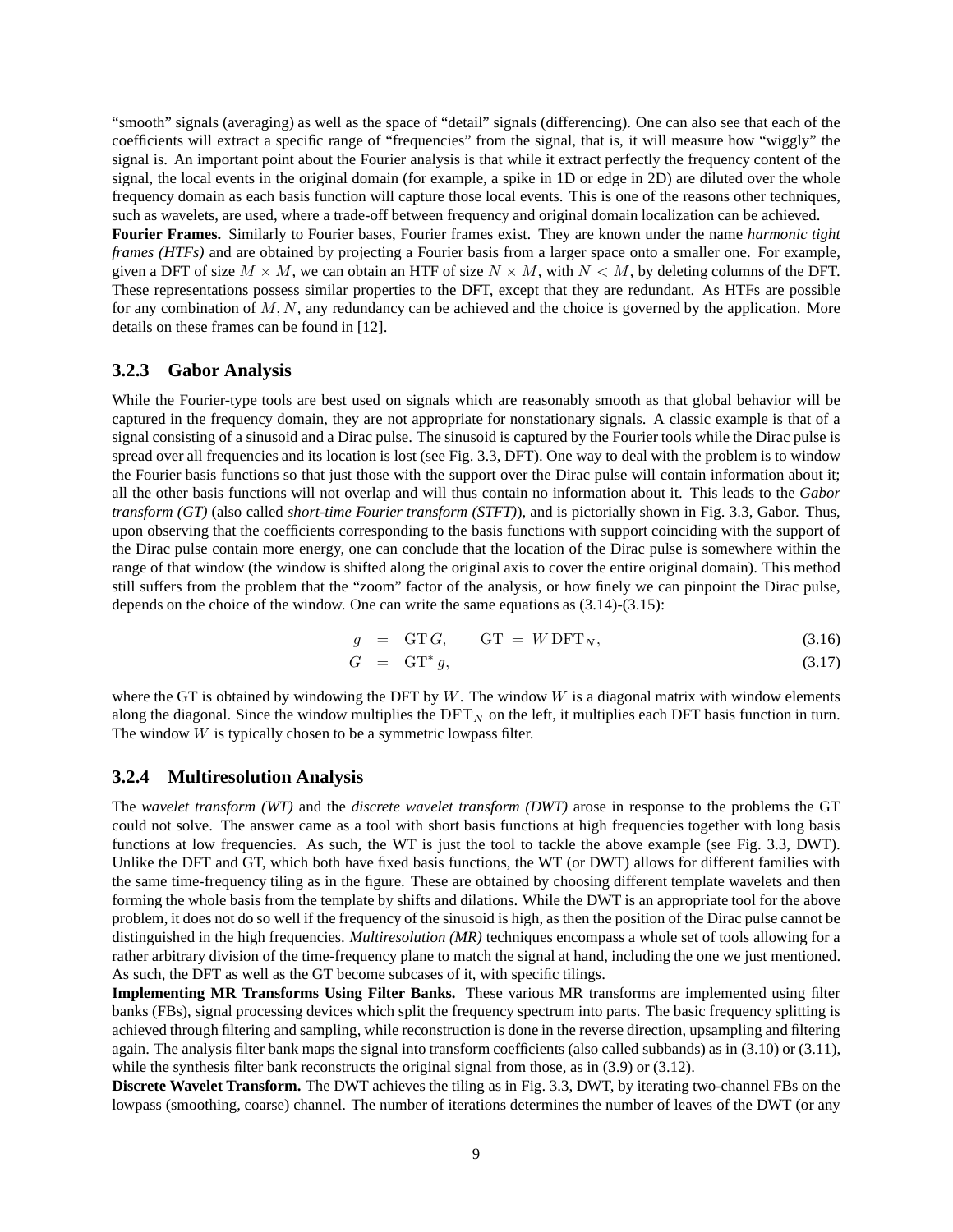"smooth" signals (averaging) as well as the space of "detail" signals (differencing). One can also see that each of the coefficients will extract a specific range of "frequencies" from the signal, that is, it will measure how "wiggly" the signal is. An important point about the Fourier analysis is that while it extract perfectly the frequency content of the signal, the local events in the original domain (for example, a spike in 1D or edge in 2D) are diluted over the whole frequency domain as each basis function will capture those local events. This is one of the reasons other techniques, such as wavelets, are used, where a trade-off between frequency and original domain localization can be achieved.

**Fourier Frames.** Similarly to Fourier bases, Fourier frames exist. They are known under the name *harmonic tight frames (HTFs)* and are obtained by projecting a Fourier basis from a larger space onto a smaller one. For example, given a DFT of size $M \times M$, we can obtain an HTF of size $N \times M$, with $N < M$, by deleting columns of the DFT. These representations possess similar properties to the DFT, except that they are redundant. As HTFs are possible for any combination of $M, N$, any redundancy can be achieved and the choice is governed by the application. More details on these frames can be found in [12].

### 3.2.3 Gabor Analysis

While the Fourier-type tools are best used on signals which are reasonably smooth as that global behavior will be captured in the frequency domain, they are not appropriate for nonstationary signals. A classic example is that of a signal consisting of a sinusoid and a Dirac pulse. The sinusoid is captured by the Fourier tools while the Dirac pulse is spread over all frequencies and its location is lost (see Fig. 3.3, DFT). One way to deal with the problem is to window the Fourier basis functions so that just those with the support over the Dirac pulse will contain information about it; all the other basis functions will not overlap and will thus contain no information about it. This leads to the *Gabor transform (GT)* (also called *short-time Fourier transform (STFT)*), and is pictorially shown in Fig. 3.3, Gabor. Thus, upon observing that the coefficients corresponding to the basis functions with support coinciding with the support of the Dirac pulse contain more energy, one can conclude that the location of the Dirac pulse is somewhere within the range of that window (the window is shifted along the original axis to cover the entire original domain). This method still suffers from the problem that the "zoom" factor of the analysis, or how finely we can pinpoint the Dirac pulse, depends on the choice of the window. One can write the same equations as (3.14)-(3.15):

$$g = \mathrm{GT}\, G, \qquad \mathrm{GT} = W\, \mathrm{DFT}_N, \tag{3.16}$$

$$G = \mathrm{GT}^*\, g, \tag{3.17}$$

where the GT is obtained by windowing the DFT by $W$. The window $W$ is a diagonal matrix with window elements along the diagonal. Since the window multiplies the $\mathrm{DFT}_N$ on the left, it multiplies each DFT basis function in turn. The window $W$ is typically chosen to be a symmetric lowpass filter.

### 3.2.4 Multiresolution Analysis

The *wavelet transform (WT)* and the *discrete wavelet transform (DWT)* arose in response to the problems the GT could not solve. The answer came as a tool with short basis functions at high frequencies together with long basis functions at low frequencies. As such, the WT is just the tool to tackle the above example (see Fig. 3.3, DWT). Unlike the DFT and GT, which both have fixed basis functions, the WT (or DWT) allows for different families with the same time-frequency tiling as in the figure. These are obtained by choosing different template wavelets and then forming the whole basis from the template by shifts and dilations. While the DWT is an appropriate tool for the above problem, it does not do so well if the frequency of the sinusoid is high, as then the position of the Dirac pulse cannot be distinguished in the high frequencies. *Multiresolution (MR)* techniques encompass a whole set of tools allowing for a rather arbitrary division of the time-frequency plane to match the signal at hand, including the one we just mentioned. As such, the DFT as well as the GT become subcases of it, with specific tilings.

**Implementing MR Transforms Using Filter Banks.** These various MR transforms are implemented using filter banks (FBs), signal processing devices which split the frequency spectrum into parts. The basic frequency splitting is achieved through filtering and sampling, while reconstruction is done in the reverse direction, upsampling and filtering again. The analysis filter bank maps the signal into transform coefficients (also called subbands) as in (3.10) or (3.11), while the synthesis filter bank reconstructs the original signal from those, as in (3.9) or (3.12).

**Discrete Wavelet Transform.** The DWT achieves the tiling as in Fig. 3.3, DWT, by iterating two-channel FBs on the lowpass (smoothing, coarse) channel. The number of iterations determines the number of leaves of the DWT (or any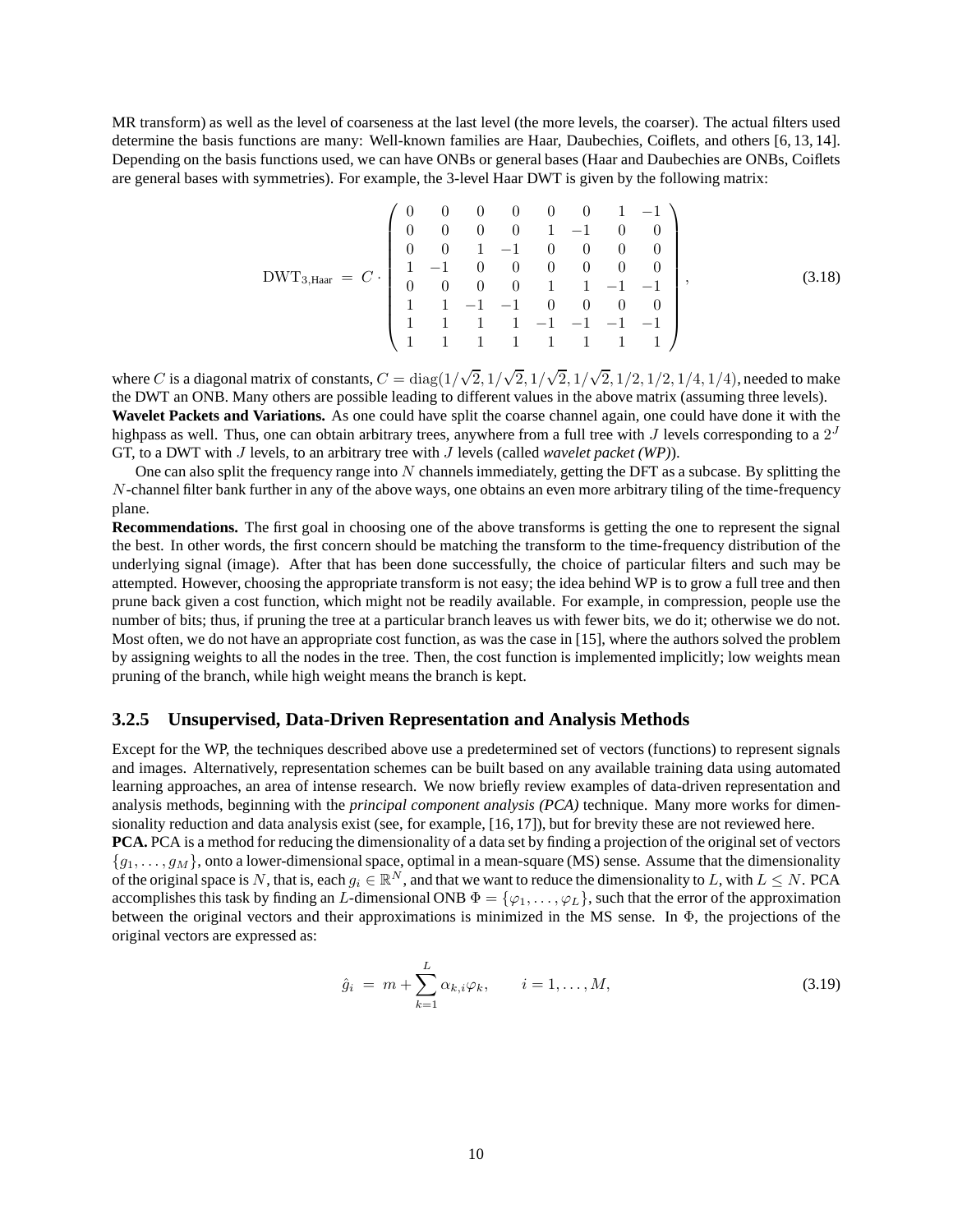MR transform) as well as the level of coarseness at the last level (the more levels, the coarser). The actual filters used determine the basis functions are many: Well-known families are Haar, Daubechies, Coiflets, and others [6, 13, 14]. Depending on the basis functions used, we can have ONBs or general bases (Haar and Daubechies are ONBs, Coiflets are general bases with symmetries). For example, the 3-level Haar DWT is given by the following matrix:

$$
\mathrm{DWT}_{3,\mathrm{Haar}} \;=\; C \cdot \begin{pmatrix} 0 & 0 & 0 & 0 & 0 & 0 & 1 & -1 \\ 0 & 0 & 0 & 0 & 1 & -1 & 0 & 0 \\ 0 & 0 & 1 & -1 & 0 & 0 & 0 & 0 \\ 1 & -1 & 0 & 0 & 0 & 0 & 0 & 0 \\ 0 & 0 & 0 & 0 & 1 & 1 & -1 & -1 \\ 1 & 1 & -1 & -1 & 0 & 0 & 0 & 0 \\ 1 & 1 & 1 & 1 & -1 & -1 & -1 & -1 \\ 1 & 1 & 1 & 1 & 1 & 1 & 1 & 1 \end{pmatrix}, \tag{3.18}
$$

where $C$ is a diagonal matrix of constants, $C = \mathrm{diag}(1/\sqrt{2}, 1/\sqrt{2}, 1/\sqrt{2}, 1/\sqrt{2}, 1/2, 1/2, 1/4, 1/4)$, needed to make the DWT an ONB. Many others are possible leading to different values in the above matrix (assuming three levels).

**Wavelet Packets and Variations.** As one could have split the coarse channel again, one could have done it with the highpass as well. Thus, one can obtain arbitrary trees, anywhere from a full tree with $J$ levels corresponding to a $2^J$ GT, to a DWT with $J$ levels, to an arbitrary tree with $J$ levels (called *wavelet packet (WP)*).

One can also split the frequency range into $N$ channels immediately, getting the DFT as a subcase. By splitting the $N$-channel filter bank further in any of the above ways, one obtains an even more arbitrary tiling of the time-frequency plane.

**Recommendations.** The first goal in choosing one of the above transforms is getting the one to represent the signal the best. In other words, the first concern should be matching the transform to the time-frequency distribution of the underlying signal (image). After that has been done successfully, the choice of particular filters and such may be attempted. However, choosing the appropriate transform is not easy; the idea behind WP is to grow a full tree and then prune back given a cost function, which might not be readily available. For example, in compression, people use the number of bits; thus, if pruning the tree at a particular branch leaves us with fewer bits, we do it; otherwise we do not. Most often, we do not have an appropriate cost function, as was the case in [15], where the authors solved the problem by assigning weights to all the nodes in the tree. Then, the cost function is implemented implicitly; low weights mean pruning of the branch, while high weight means the branch is kept.

### 3.2.5 Unsupervised, Data-Driven Representation and Analysis Methods

Except for the WP, the techniques described above use a predetermined set of vectors (functions) to represent signals and images. Alternatively, representation schemes can be built based on any available training data using automated learning approaches, an area of intense research. We now briefly review examples of data-driven representation and analysis methods, beginning with the *principal component analysis (PCA)* technique. Many more works for dimensionality reduction and data analysis exist (see, for example, [16, 17]), but for brevity these are not reviewed here.

**PCA.** PCA is a method for reducing the dimensionality of a data set by finding a projection of the original set of vectors $\{g_1, \ldots, g_M\}$, onto a lower-dimensional space, optimal in a mean-square (MS) sense. Assume that the dimensionality of the original space is $N$, that is, each $g_i \in \mathbb{R}^N$, and that we want to reduce the dimensionality to $L$, with $L \leq N$. PCA accomplishes this task by finding an $L$-dimensional ONB $\Phi = \{\varphi_1, \ldots, \varphi_L\}$, such that the error of the approximation between the original vectors and their approximations is minimized in the MS sense. In $\Phi$, the projections of the original vectors are expressed as:

$$
\hat{g}_i \;=\; m + \sum_{k=1}^{L} \alpha_{k,i}\varphi_k, \qquad i = 1, \ldots, M, \tag{3.19}
$$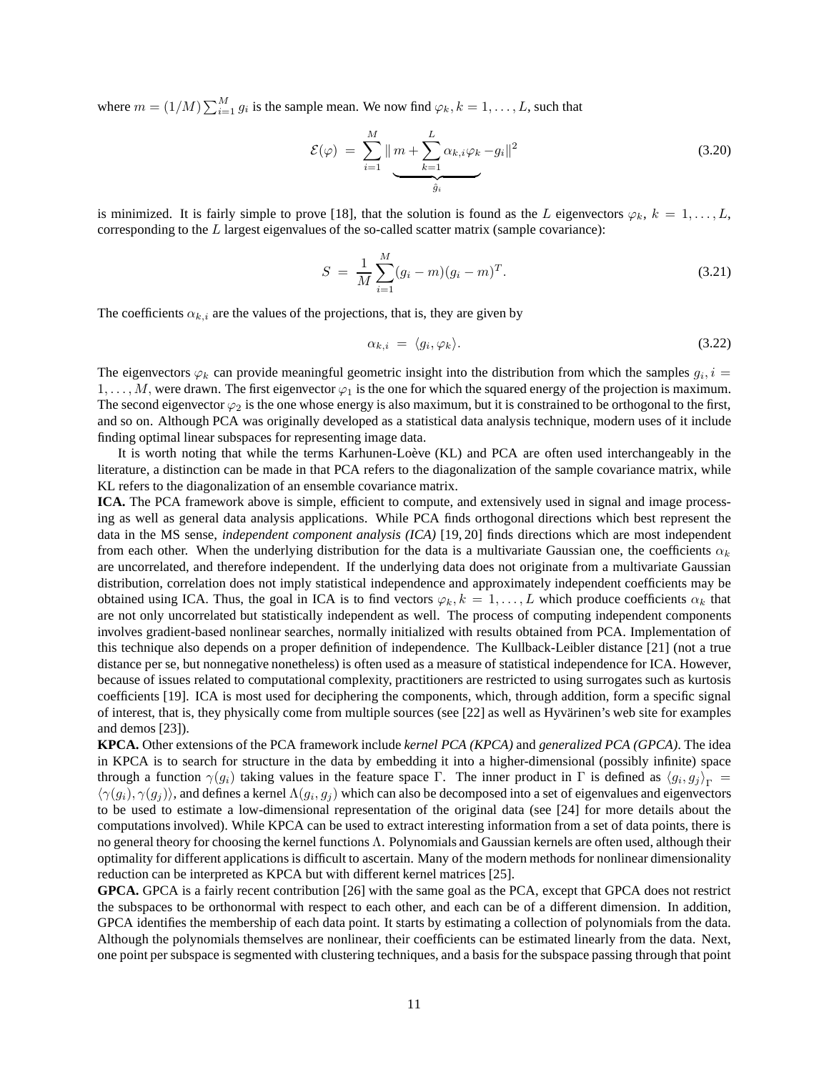where $m = (1/M)\sum_{i=1}^{M} g_i$ is the sample mean. We now find $\varphi_k, k = 1, \ldots, L$, such that

$$\mathcal{E}(\varphi) \;=\; \sum_{i=1}^{M} \| \underbrace{m + \sum_{k=1}^{L} \alpha_{k,i}\varphi_k}_{\hat{g}_i} - g_i \|^2 \tag{3.20}$$

is minimized. It is fairly simple to prove [18], that the solution is found as the $L$ eigenvectors $\varphi_k$, $k = 1, \ldots, L$, corresponding to the $L$ largest eigenvalues of the so-called scatter matrix (sample covariance):

$$S \;=\; \frac{1}{M}\sum_{i=1}^{M} (g_i - m)(g_i - m)^T. \tag{3.21}$$

The coefficients $\alpha_{k,i}$ are the values of the projections, that is, they are given by

$$\alpha_{k,i} \;=\; \langle g_i, \varphi_k \rangle. \tag{3.22}$$

The eigenvectors $\varphi_k$ can provide meaningful geometric insight into the distribution from which the samples $g_i, i = 1, \ldots, M$, were drawn. The first eigenvector $\varphi_1$ is the one for which the squared energy of the projection is maximum. The second eigenvector $\varphi_2$ is the one whose energy is also maximum, but it is constrained to be orthogonal to the first, and so on. Although PCA was originally developed as a statistical data analysis technique, modern uses of it include finding optimal linear subspaces for representing image data.

It is worth noting that while the terms Karhunen-Loève (KL) and PCA are often used interchangeably in the literature, a distinction can be made in that PCA refers to the diagonalization of the sample covariance matrix, while KL refers to the diagonalization of an ensemble covariance matrix.

**ICA.** The PCA framework above is simple, efficient to compute, and extensively used in signal and image processing as well as general data analysis applications. While PCA finds orthogonal directions which best represent the data in the MS sense, *independent component analysis (ICA)* [19, 20] finds directions which are most independent from each other. When the underlying distribution for the data is a multivariate Gaussian one, the coefficients $\alpha_k$ are uncorrelated, and therefore independent. If the underlying data does not originate from a multivariate Gaussian distribution, correlation does not imply statistical independence and approximately independent coefficients may be obtained using ICA. Thus, the goal in ICA is to find vectors $\varphi_k, k = 1, \ldots, L$ which produce coefficients $\alpha_k$ that are not only uncorrelated but statistically independent as well. The process of computing independent components involves gradient-based nonlinear searches, normally initialized with results obtained from PCA. Implementation of this technique also depends on a proper definition of independence. The Kullback-Leibler distance [21] (not a true distance per se, but nonnegative nonetheless) is often used as a measure of statistical independence for ICA. However, because of issues related to computational complexity, practitioners are restricted to using surrogates such as kurtosis coefficients [19]. ICA is most used for deciphering the components, which, through addition, form a specific signal of interest, that is, they physically come from multiple sources (see [22] as well as Hyvärinen's web site for examples and demos [23]).

**KPCA.** Other extensions of the PCA framework include *kernel PCA (KPCA)* and *generalized PCA (GPCA)*. The idea in KPCA is to search for structure in the data by embedding it into a higher-dimensional (possibly infinite) space through a function $\gamma(g_i)$ taking values in the feature space $\Gamma$. The inner product in $\Gamma$ is defined as $\langle g_i, g_j \rangle_\Gamma = \langle \gamma(g_i), \gamma(g_j) \rangle$, and defines a kernel $\Lambda(g_i, g_j)$ which can also be decomposed into a set of eigenvalues and eigenvectors to be used to estimate a low-dimensional representation of the original data (see [24] for more details about the computations involved). While KPCA can be used to extract interesting information from a set of data points, there is no general theory for choosing the kernel functions $\Lambda$. Polynomials and Gaussian kernels are often used, although their optimality for different applications is difficult to ascertain. Many of the modern methods for nonlinear dimensionality reduction can be interpreted as KPCA but with different kernel matrices [25].

**GPCA.** GPCA is a fairly recent contribution [26] with the same goal as the PCA, except that GPCA does not restrict the subspaces to be orthonormal with respect to each other, and each can be of a different dimension. In addition, GPCA identifies the membership of each data point. It starts by estimating a collection of polynomials from the data. Although the polynomials themselves are nonlinear, their coefficients can be estimated linearly from the data. Next, one point per subspace is segmented with clustering techniques, and a basis for the subspace passing through that point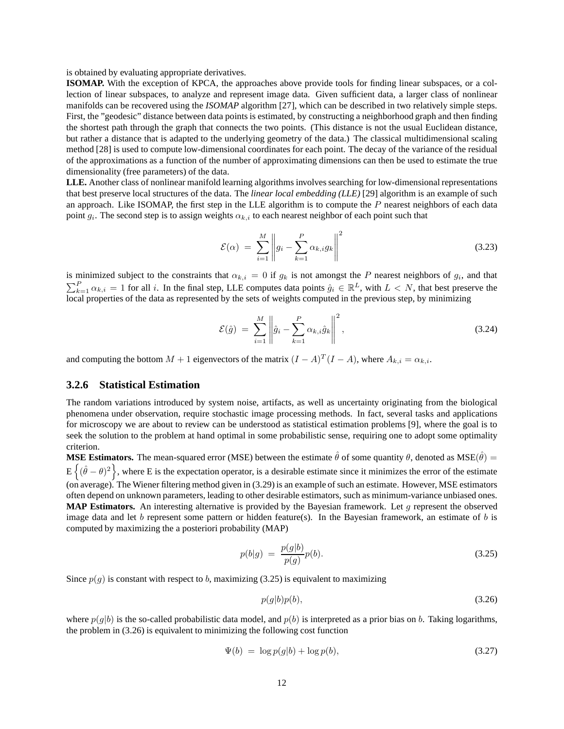is obtained by evaluating appropriate derivatives.

**ISOMAP.** With the exception of KPCA, the approaches above provide tools for finding linear subspaces, or a collection of linear subspaces, to analyze and represent image data. Given sufficient data, a larger class of nonlinear manifolds can be recovered using the ***ISOMAP*** algorithm [27], which can be described in two relatively simple steps. First, the "geodesic" distance between data points is estimated, by constructing a neighborhood graph and then finding the shortest path through the graph that connects the two points. (This distance is not the usual Euclidean distance, but rather a distance that is adapted to the underlying geometry of the data.) The classical multidimensional scaling method [28] is used to compute low-dimensional coordinates for each point. The decay of the variance of the residual of the approximations as a function of the number of approximating dimensions can then be used to estimate the true dimensionality (free parameters) of the data.

**LLE.** Another class of nonlinear manifold learning algorithms involves searching for low-dimensional representations that best preserve local structures of the data. The *linear local embedding (LLE)* [29] algorithm is an example of such an approach. Like ISOMAP, the first step in the LLE algorithm is to compute the $P$ nearest neighbors of each data point $g_i$. The second step is to assign weights $\alpha_{k,i}$ to each nearest neighbor of each point such that

$$\mathcal{E}(\alpha) \; = \; \sum_{i=1}^{M} \left\| g_i - \sum_{k=1}^{P} \alpha_{k,i} g_k \right\|^2 \tag{3.23}$$

is minimized subject to the constraints that $\alpha_{k,i} = 0$ if $g_k$ is not amongst the $P$ nearest neighbors of $g_i$, and that $\sum_{k=1}^{P} \alpha_{k,i} = 1$ for all $i$. In the final step, LLE computes data points $\hat{g}_i \in \mathbb{R}^L$, with $L < N$, that best preserve the local properties of the data as represented by the sets of weights computed in the previous step, by minimizing

$$\mathcal{E}(\hat{g}) \; = \; \sum_{i=1}^{M} \left\| \hat{g}_i - \sum_{k=1}^{P} \alpha_{k,i} \hat{g}_k \right\|^2, \tag{3.24}$$

and computing the bottom $M+1$ eigenvectors of the matrix $(I-A)^T(I-A)$, where $A_{k,i} = \alpha_{k,i}$.

### 3.2.6 Statistical Estimation

The random variations introduced by system noise, artifacts, as well as uncertainty originating from the biological phenomena under observation, require stochastic image processing methods. In fact, several tasks and applications for microscopy we are about to review can be understood as statistical estimation problems [9], where the goal is to seek the solution to the problem at hand optimal in some probabilistic sense, requiring one to adopt some optimality criterion.

**MSE Estimators.** The mean-squared error (MSE) between the estimate $\hat{\theta}$ of some quantity $\theta$, denoted as $\mathrm{MSE}(\hat{\theta}) = \mathrm{E}\left\{(\hat{\theta} - \theta)^2\right\}$, where E is the expectation operator, is a desirable estimate since it minimizes the error of the estimate (on average). The Wiener filtering method given in (3.29) is an example of such an estimate. However, MSE estimators often depend on unknown parameters, leading to other desirable estimators, such as minimum-variance unbiased ones.

**MAP Estimators.** An interesting alternative is provided by the Bayesian framework. Let $g$ represent the observed image data and let $b$ represent some pattern or hidden feature(s). In the Bayesian framework, an estimate of $b$ is computed by maximizing the a posteriori probability (MAP)

$$p(b|g) \; = \; \frac{p(g|b)}{p(g)} p(b). \tag{3.25}$$

Since $p(g)$ is constant with respect to $b$, maximizing (3.25) is equivalent to maximizing

$$p(g|b)p(b), \tag{3.26}$$

where $p(g|b)$ is the so-called probabilistic data model, and $p(b)$ is interpreted as a prior bias on $b$. Taking logarithms, the problem in (3.26) is equivalent to minimizing the following cost function

$$\Psi(b) \; = \; \log p(g|b) + \log p(b), \tag{3.27}$$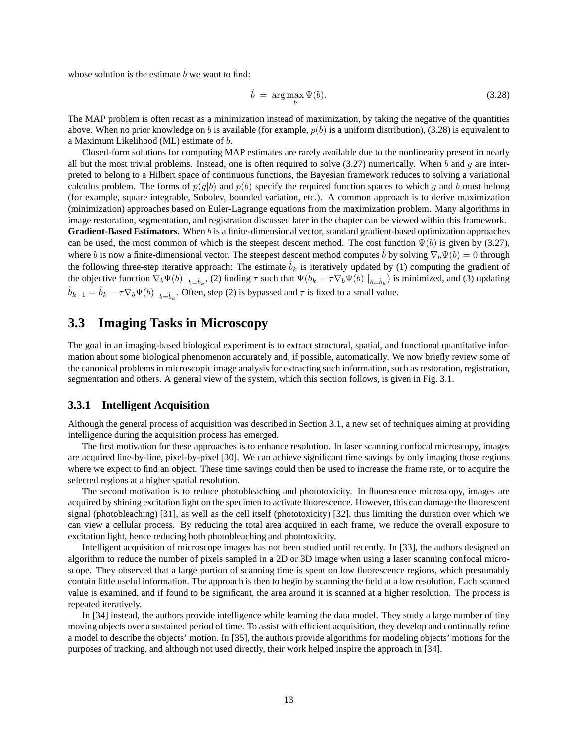whose solution is the estimate $\hat{b}$ we want to find:

$$\hat{b} \ = \ \arg\max_{b} \Psi(b). \tag{3.28}$$

The MAP problem is often recast as a minimization instead of maximization, by taking the negative of the quantities above. When no prior knowledge on $b$ is available (for example, $p(b)$ is a uniform distribution), (3.28) is equivalent to a Maximum Likelihood (ML) estimate of $b$.

Closed-form solutions for computing MAP estimates are rarely available due to the nonlinearity present in nearly all but the most trivial problems. Instead, one is often required to solve (3.27) numerically. When $b$ and $g$ are interpreted to belong to a Hilbert space of continuous functions, the Bayesian framework reduces to solving a variational calculus problem. The forms of $p(g|b)$ and $p(b)$ specify the required function spaces to which $g$ and $b$ must belong (for example, square integrable, Sobolev, bounded variation, etc.). A common approach is to derive maximization (minimization) approaches based on Euler-Lagrange equations from the maximization problem. Many algorithms in image restoration, segmentation, and registration discussed later in the chapter can be viewed within this framework.

**Gradient-Based Estimators.** When $b$ is a finite-dimensional vector, standard gradient-based optimization approaches can be used, the most common of which is the steepest descent method. The cost function $\Psi(b)$ is given by (3.27), where $b$ is now a finite-dimensional vector. The steepest descent method computes $\hat{b}$ by solving $\nabla_b \Psi(b) = 0$ through the following three-step iterative approach: The estimate $\hat{b}_k$ is iteratively updated by (1) computing the gradient of the objective function $\nabla_b \Psi(b) \mid_{b=\hat{b}_k}$, (2) finding $\tau$ such that $\Psi(\hat{b}_k - \tau \nabla_b \Psi(b) \mid_{b=\hat{b}_k})$ is minimized, and (3) updating $\hat{b}_{k+1} = \hat{b}_k - \tau \nabla_b \Psi(b) \mid_{b=\hat{b}_k}$. Often, step (2) is bypassed and $\tau$ is fixed to a small value.

## 3.3 Imaging Tasks in Microscopy

The goal in an imaging-based biological experiment is to extract structural, spatial, and functional quantitative information about some biological phenomenon accurately and, if possible, automatically. We now briefly review some of the canonical problems in microscopic image analysis for extracting such information, such as restoration, registration, segmentation and others. A general view of the system, which this section follows, is given in Fig. 3.1.

### 3.3.1 Intelligent Acquisition

Although the general process of acquisition was described in Section 3.1, a new set of techniques aiming at providing intelligence during the acquisition process has emerged.

The first motivation for these approaches is to enhance resolution. In laser scanning confocal microscopy, images are acquired line-by-line, pixel-by-pixel [30]. We can achieve significant time savings by only imaging those regions where we expect to find an object. These time savings could then be used to increase the frame rate, or to acquire the selected regions at a higher spatial resolution.

The second motivation is to reduce photobleaching and phototoxicity. In fluorescence microscopy, images are acquired by shining excitation light on the specimen to activate fluorescence. However, this can damage the fluorescent signal (photobleaching) [31], as well as the cell itself (phototoxicity) [32], thus limiting the duration over which we can view a cellular process. By reducing the total area acquired in each frame, we reduce the overall exposure to excitation light, hence reducing both photobleaching and phototoxicity.

Intelligent acquisition of microscope images has not been studied until recently. In [33], the authors designed an algorithm to reduce the number of pixels sampled in a 2D or 3D image when using a laser scanning confocal microscope. They observed that a large portion of scanning time is spent on low fluorescence regions, which presumably contain little useful information. The approach is then to begin by scanning the field at a low resolution. Each scanned value is examined, and if found to be significant, the area around it is scanned at a higher resolution. The process is repeated iteratively.

In [34] instead, the authors provide intelligence while learning the data model. They study a large number of tiny moving objects over a sustained period of time. To assist with efficient acquisition, they develop and continually refine a model to describe the objects' motion. In [35], the authors provide algorithms for modeling objects' motions for the purposes of tracking, and although not used directly, their work helped inspire the approach in [34].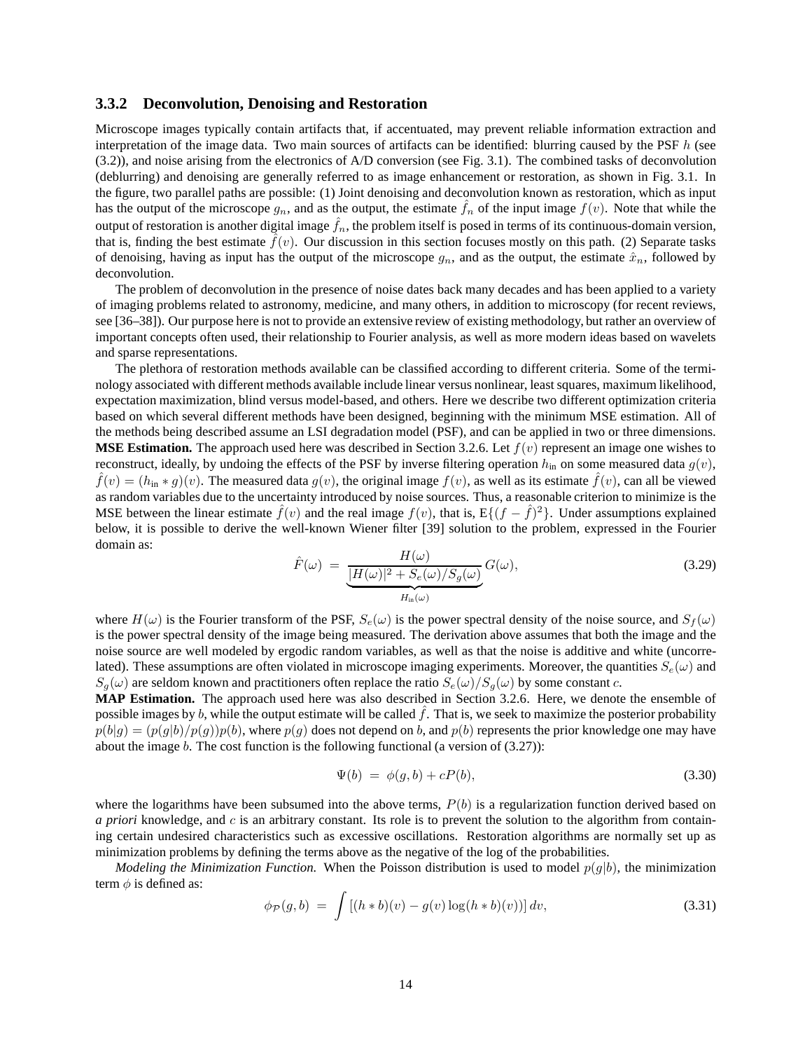### 3.3.2 Deconvolution, Denoising and Restoration

Microscope images typically contain artifacts that, if accentuated, may prevent reliable information extraction and interpretation of the image data. Two main sources of artifacts can be identified: blurring caused by the PSF $h$ (see (3.2)), and noise arising from the electronics of A/D conversion (see Fig. 3.1). The combined tasks of deconvolution (deblurring) and denoising are generally referred to as image enhancement or restoration, as shown in Fig. 3.1. In the figure, two parallel paths are possible: (1) Joint denoising and deconvolution known as restoration, which as input has the output of the microscope $g_n$, and as the output, the estimate $\hat{f}_n$ of the input image $f(v)$. Note that while the output of restoration is another digital image $\hat{f}_n$, the problem itself is posed in terms of its continuous-domain version, that is, finding the best estimate $\hat{f}(v)$. Our discussion in this section focuses mostly on this path. (2) Separate tasks of denoising, having as input has the output of the microscope $g_n$, and as the output, the estimate $\hat{x}_n$, followed by deconvolution.

The problem of deconvolution in the presence of noise dates back many decades and has been applied to a variety of imaging problems related to astronomy, medicine, and many others, in addition to microscopy (for recent reviews, see [36–38]). Our purpose here is not to provide an extensive review of existing methodology, but rather an overview of important concepts often used, their relationship to Fourier analysis, as well as more modern ideas based on wavelets and sparse representations.

The plethora of restoration methods available can be classified according to different criteria. Some of the terminology associated with different methods available include linear versus nonlinear, least squares, maximum likelihood, expectation maximization, blind versus model-based, and others. Here we describe two different optimization criteria based on which several different methods have been designed, beginning with the minimum MSE estimation. All of the methods being described assume an LSI degradation model (PSF), and can be applied in two or three dimensions.

**MSE Estimation.** The approach used here was described in Section 3.2.6. Let $f(v)$ represent an image one wishes to reconstruct, ideally, by undoing the effects of the PSF by inverse filtering operation $h_{\text{in}}$ on some measured data $g(v)$, $\hat{f}(v) = (h_{\text{in}} * g)(v)$. The measured data $g(v)$, the original image $f(v)$, as well as its estimate $\hat{f}(v)$, can all be viewed as random variables due to the uncertainty introduced by noise sources. Thus, a reasonable criterion to minimize is the MSE between the linear estimate $\hat{f}(v)$ and the real image $f(v)$, that is, $\mathrm{E}\{(f - \hat{f})^2\}$. Under assumptions explained below, it is possible to derive the well-known Wiener filter [39] solution to the problem, expressed in the Fourier domain as:

$$\hat{F}(\omega) \;=\; \underbrace{\frac{H(\omega)}{|H(\omega)|^2 + S_e(\omega)/S_g(\omega)}}_{H_{\text{in}}(\omega)} G(\omega), \tag{3.29}$$

where $H(\omega)$ is the Fourier transform of the PSF, $S_e(\omega)$ is the power spectral density of the noise source, and $S_f(\omega)$ is the power spectral density of the image being measured. The derivation above assumes that both the image and the noise source are well modeled by ergodic random variables, as well as that the noise is additive and white (uncorrelated). These assumptions are often violated in microscope imaging experiments. Moreover, the quantities $S_e(\omega)$ and $S_g(\omega)$ are seldom known and practitioners often replace the ratio $S_e(\omega)/S_g(\omega)$ by some constant $c$.

**MAP Estimation.** The approach used here was also described in Section 3.2.6. Here, we denote the ensemble of possible images by $b$, while the output estimate will be called $\hat{f}$. That is, we seek to maximize the posterior probability $p(b|g) = (p(g|b)/p(g))p(b)$, where $p(g)$ does not depend on $b$, and $p(b)$ represents the prior knowledge one may have about the image $b$. The cost function is the following functional (a version of (3.27)):

$$\Psi(b) \;=\; \phi(g, b) + cP(b), \tag{3.30}$$

where the logarithms have been subsumed into the above terms, $P(b)$ is a regularization function derived based on *a priori* knowledge, and $c$ is an arbitrary constant. Its role is to prevent the solution to the algorithm from containing certain undesired characteristics such as excessive oscillations. Restoration algorithms are normally set up as minimization problems by defining the terms above as the negative of the log of the probabilities.

*Modeling the Minimization Function.* When the Poisson distribution is used to model $p(g|b)$, the minimization term $\phi$ is defined as:

$$\phi_{\mathcal{P}}(g, b) \;=\; \int \left[(h * b)(v) - g(v) \log(h * b)(v))\right] dv, \tag{3.31}$$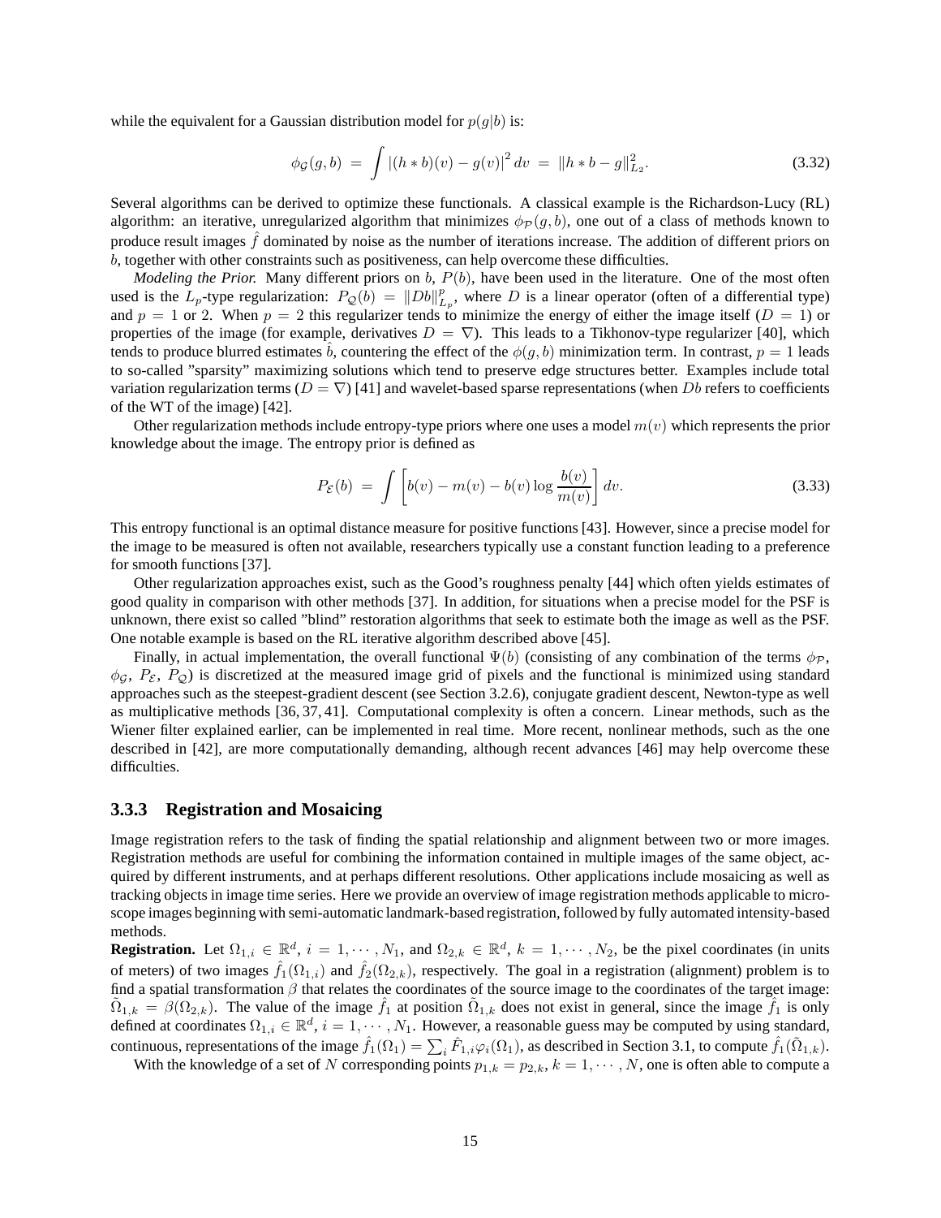while the equivalent for a Gaussian distribution model for $p(g|b)$ is:

$$\phi_{\mathcal{G}}(g, b) \;=\; \int |(h * b)(v) - g(v)|^2 \, dv \;=\; \|h * b - g\|^2_{L_2}. \tag{3.32}$$

Several algorithms can be derived to optimize these functionals. A classical example is the Richardson-Lucy (RL) algorithm: an iterative, unregularized algorithm that minimizes $\phi_{\mathcal{P}}(g, b)$, one out of a class of methods known to produce result images $\hat{f}$ dominated by noise as the number of iterations increase. The addition of different priors on $b$, together with other constraints such as positiveness, can help overcome these difficulties.

*Modeling the Prior.* Many different priors on $b$, $P(b)$, have been used in the literature. One of the most often used is the $L_p$-type regularization: $P_{\mathcal{Q}}(b) = \|Db\|^p_{L_p}$, where $D$ is a linear operator (often of a differential type) and $p = 1$ or 2. When $p = 2$ this regularizer tends to minimize the energy of either the image itself ($D = 1$) or properties of the image (for example, derivatives $D = \nabla$). This leads to a Tikhonov-type regularizer [40], which tends to produce blurred estimates $\hat{b}$, countering the effect of the $\phi(g, b)$ minimization term. In contrast, $p = 1$ leads to so-called "sparsity" maximizing solutions which tend to preserve edge structures better. Examples include total variation regularization terms ($D = \nabla$) [41] and wavelet-based sparse representations (when $Db$ refers to coefficients of the WT of the image) [42].

Other regularization methods include entropy-type priors where one uses a model $m(v)$ which represents the prior knowledge about the image. The entropy prior is defined as

$$P_{\mathcal{E}}(b) \;=\; \int \left[ b(v) - m(v) - b(v) \log \frac{b(v)}{m(v)} \right] dv. \tag{3.33}$$

This entropy functional is an optimal distance measure for positive functions [43]. However, since a precise model for the image to be measured is often not available, researchers typically use a constant function leading to a preference for smooth functions [37].

Other regularization approaches exist, such as the Good's roughness penalty [44] which often yields estimates of good quality in comparison with other methods [37]. In addition, for situations when a precise model for the PSF is unknown, there exist so called "blind" restoration algorithms that seek to estimate both the image as well as the PSF. One notable example is based on the RL iterative algorithm described above [45].

Finally, in actual implementation, the overall functional $\Psi(b)$ (consisting of any combination of the terms $\phi_{\mathcal{P}}$, $\phi_{\mathcal{G}}$, $P_{\mathcal{E}}$, $P_{\mathcal{Q}}$) is discretized at the measured image grid of pixels and the functional is minimized using standard approaches such as the steepest-gradient descent (see Section 3.2.6), conjugate gradient descent, Newton-type as well as multiplicative methods [36, 37, 41]. Computational complexity is often a concern. Linear methods, such as the Wiener filter explained earlier, can be implemented in real time. More recent, nonlinear methods, such as the one described in [42], are more computationally demanding, although recent advances [46] may help overcome these difficulties.

### 3.3.3 Registration and Mosaicing

Image registration refers to the task of finding the spatial relationship and alignment between two or more images. Registration methods are useful for combining the information contained in multiple images of the same object, acquired by different instruments, and at perhaps different resolutions. Other applications include mosaicing as well as tracking objects in image time series. Here we provide an overview of image registration methods applicable to microscope images beginning with semi-automatic landmark-based registration, followed by fully automated intensity-based methods.

**Registration.** Let $\Omega_{1,i} \in \mathbb{R}^d$, $i = 1, \cdots, N_1$, and $\Omega_{2,k} \in \mathbb{R}^d$, $k = 1, \cdots, N_2$, be the pixel coordinates (in units of meters) of two images $\hat{f}_1(\Omega_{1,i})$ and $\hat{f}_2(\Omega_{2,k})$, respectively. The goal in a registration (alignment) problem is to find a spatial transformation $\beta$ that relates the coordinates of the source image to the coordinates of the target image: $\tilde{\Omega}_{1,k} = \beta(\Omega_{2,k})$. The value of the image $\hat{f}_1$ at position $\tilde{\Omega}_{1,k}$ does not exist in general, since the image $\hat{f}_1$ is only defined at coordinates $\Omega_{1,i} \in \mathbb{R}^d$, $i = 1, \cdots, N_1$. However, a reasonable guess may be computed by using standard, continuous, representations of the image $\hat{f}_1(\Omega_1) = \sum_i \hat{F}_{1,i}\varphi_i(\Omega_1)$, as described in Section 3.1, to compute $\hat{f}_1(\tilde{\Omega}_{1,k})$.

With the knowledge of a set of $N$ corresponding points $p_{1,k} = p_{2,k}$, $k = 1, \cdots, N$, one is often able to compute a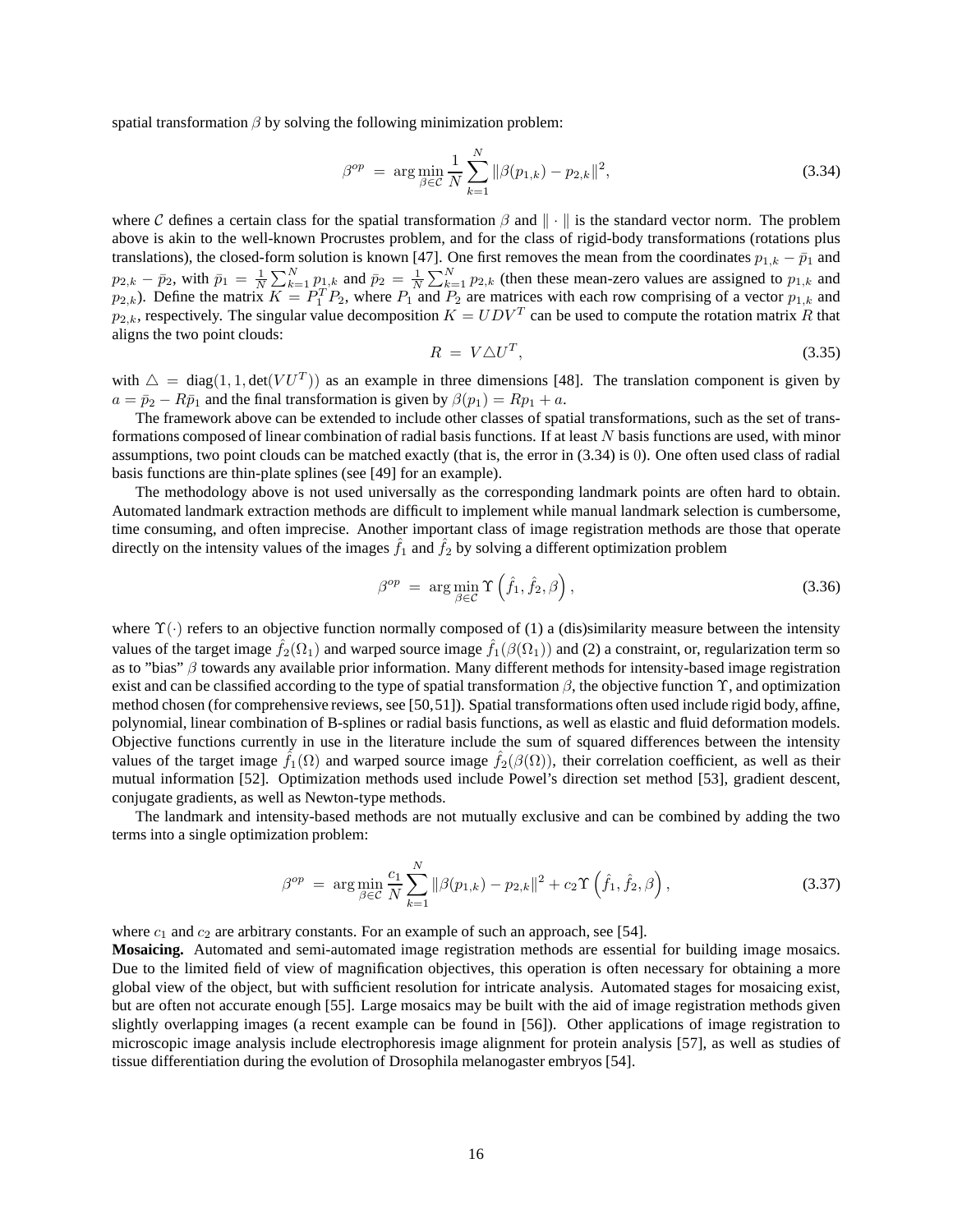spatial transformation $\beta$ by solving the following minimization problem:

$$\beta^{op} \;=\; \arg\min_{\beta \in \mathcal{C}} \frac{1}{N} \sum_{k=1}^{N} \|\beta(p_{1,k}) - p_{2,k}\|^2, \tag{3.34}$$

where $\mathcal{C}$ defines a certain class for the spatial transformation $\beta$ and $\|\cdot\|$ is the standard vector norm. The problem above is akin to the well-known Procrustes problem, and for the class of rigid-body transformations (rotations plus translations), the closed-form solution is known [47]. One first removes the mean from the coordinates $p_{1,k} - \bar{p}_1$ and $p_{2,k} - \bar{p}_2$, with $\bar{p}_1 = \frac{1}{N}\sum_{k=1}^{N} p_{1,k}$ and $\bar{p}_2 = \frac{1}{N}\sum_{k=1}^{N} p_{2,k}$ (then these mean-zero values are assigned to $p_{1,k}$ and $p_{2,k}$). Define the matrix $K = P_1^T P_2$, where $P_1$ and $P_2$ are matrices with each row comprising of a vector $p_{1,k}$ and $p_{2,k}$, respectively. The singular value decomposition $K = UDV^T$ can be used to compute the rotation matrix $R$ that aligns the two point clouds:

$$R \;=\; V \triangle U^T, \tag{3.35}$$

with $\triangle \;=\; \mathrm{diag}(1, 1, \det(VU^T))$ as an example in three dimensions [48]. The translation component is given by $a = \bar{p}_2 - R\bar{p}_1$ and the final transformation is given by $\beta(p_1) = Rp_1 + a$.

The framework above can be extended to include other classes of spatial transformations, such as the set of transformations composed of linear combination of radial basis functions. If at least $N$ basis functions are used, with minor assumptions, two point clouds can be matched exactly (that is, the error in (3.34) is 0). One often used class of radial basis functions are thin-plate splines (see [49] for an example).

The methodology above is not used universally as the corresponding landmark points are often hard to obtain. Automated landmark extraction methods are difficult to implement while manual landmark selection is cumbersome, time consuming, and often imprecise. Another important class of image registration methods are those that operate directly on the intensity values of the images $\hat{f}_1$ and $\hat{f}_2$ by solving a different optimization problem

$$\beta^{op} \;=\; \arg\min_{\beta \in \mathcal{C}} \Upsilon\left(\hat{f}_1, \hat{f}_2, \beta\right), \tag{3.36}$$

where $\Upsilon(\cdot)$ refers to an objective function normally composed of (1) a (dis)similarity measure between the intensity values of the target image $\hat{f}_2(\Omega_1)$ and warped source image $\hat{f}_1(\beta(\Omega_1))$ and (2) a constraint, or, regularization term so as to "bias" $\beta$ towards any available prior information. Many different methods for intensity-based image registration exist and can be classified according to the type of spatial transformation $\beta$, the objective function $\Upsilon$, and optimization method chosen (for comprehensive reviews, see [50,51]). Spatial transformations often used include rigid body, affine, polynomial, linear combination of B-splines or radial basis functions, as well as elastic and fluid deformation models. Objective functions currently in use in the literature include the sum of squared differences between the intensity values of the target image $\hat{f}_1(\Omega)$ and warped source image $\hat{f}_2(\beta(\Omega))$, their correlation coefficient, as well as their mutual information [52]. Optimization methods used include Powel's direction set method [53], gradient descent, conjugate gradients, as well as Newton-type methods.

The landmark and intensity-based methods are not mutually exclusive and can be combined by adding the two terms into a single optimization problem:

$$\beta^{op} \;=\; \arg\min_{\beta \in \mathcal{C}} \frac{c_1}{N} \sum_{k=1}^{N} \|\beta(p_{1,k}) - p_{2,k}\|^2 + c_2 \Upsilon\left(\hat{f}_1, \hat{f}_2, \beta\right), \tag{3.37}$$

where $c_1$ and $c_2$ are arbitrary constants. For an example of such an approach, see [54].

**Mosaicing.** Automated and semi-automated image registration methods are essential for building image mosaics. Due to the limited field of view of magnification objectives, this operation is often necessary for obtaining a more global view of the object, but with sufficient resolution for intricate analysis. Automated stages for mosaicing exist, but are often not accurate enough [55]. Large mosaics may be built with the aid of image registration methods given slightly overlapping images (a recent example can be found in [56]). Other applications of image registration to microscopic image analysis include electrophoresis image alignment for protein analysis [57], as well as studies of tissue differentiation during the evolution of Drosophila melanogaster embryos [54].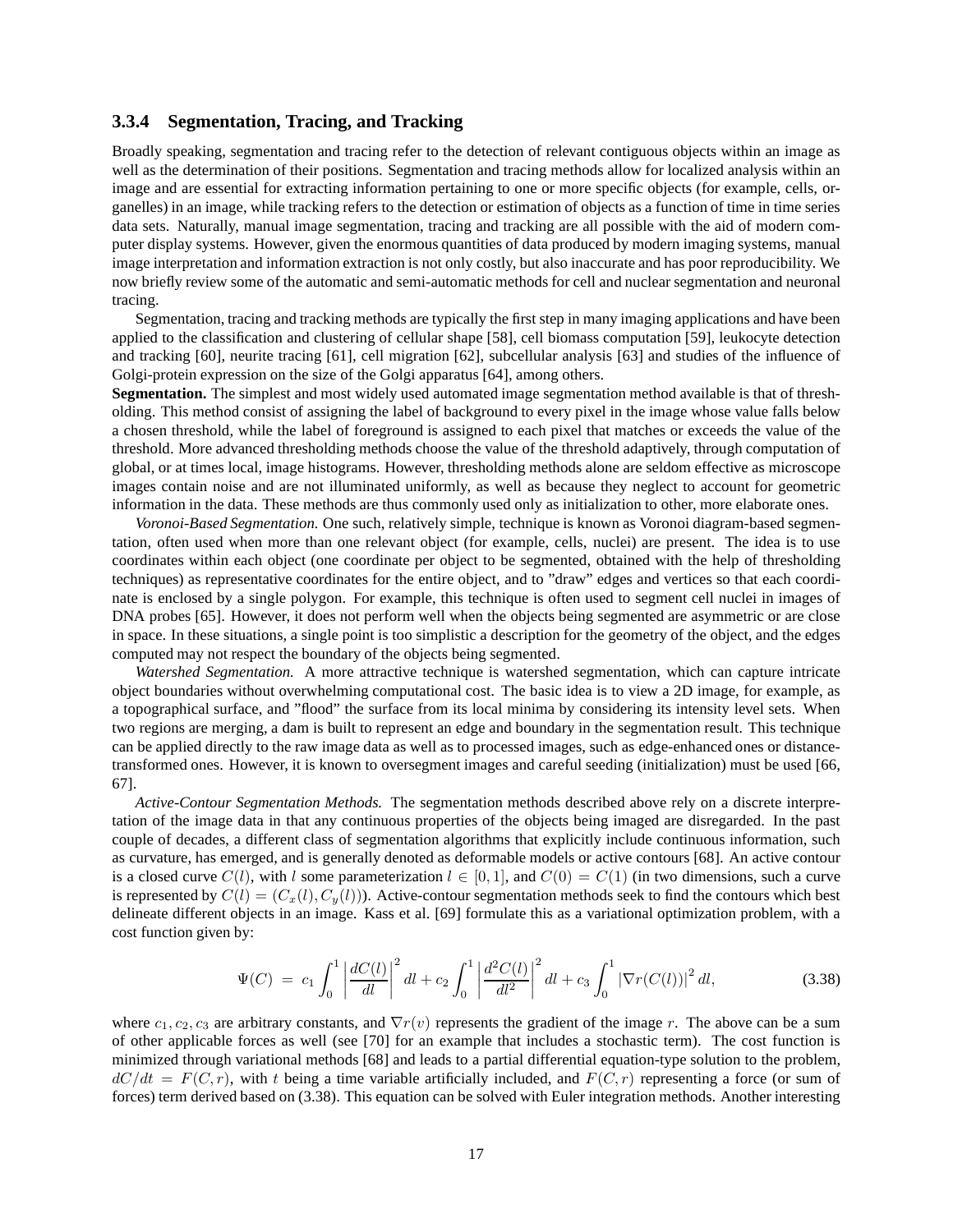### 3.3.4 Segmentation, Tracing, and Tracking

Broadly speaking, segmentation and tracing refer to the detection of relevant contiguous objects within an image as well as the determination of their positions. Segmentation and tracing methods allow for localized analysis within an image and are essential for extracting information pertaining to one or more specific objects (for example, cells, organelles) in an image, while tracking refers to the detection or estimation of objects as a function of time in time series data sets. Naturally, manual image segmentation, tracing and tracking are all possible with the aid of modern computer display systems. However, given the enormous quantities of data produced by modern imaging systems, manual image interpretation and information extraction is not only costly, but also inaccurate and has poor reproducibility. We now briefly review some of the automatic and semi-automatic methods for cell and nuclear segmentation and neuronal tracing.

Segmentation, tracing and tracking methods are typically the first step in many imaging applications and have been applied to the classification and clustering of cellular shape [58], cell biomass computation [59], leukocyte detection and tracking [60], neurite tracing [61], cell migration [62], subcellular analysis [63] and studies of the influence of Golgi-protein expression on the size of the Golgi apparatus [64], among others.

**Segmentation.** The simplest and most widely used automated image segmentation method available is that of thresholding. This method consist of assigning the label of background to every pixel in the image whose value falls below a chosen threshold, while the label of foreground is assigned to each pixel that matches or exceeds the value of the threshold. More advanced thresholding methods choose the value of the threshold adaptively, through computation of global, or at times local, image histograms. However, thresholding methods alone are seldom effective as microscope images contain noise and are not illuminated uniformly, as well as because they neglect to account for geometric information in the data. These methods are thus commonly used only as initialization to other, more elaborate ones.

*Voronoi-Based Segmentation.* One such, relatively simple, technique is known as Voronoi diagram-based segmentation, often used when more than one relevant object (for example, cells, nuclei) are present. The idea is to use coordinates within each object (one coordinate per object to be segmented, obtained with the help of thresholding techniques) as representative coordinates for the entire object, and to "draw" edges and vertices so that each coordinate is enclosed by a single polygon. For example, this technique is often used to segment cell nuclei in images of DNA probes [65]. However, it does not perform well when the objects being segmented are asymmetric or are close in space. In these situations, a single point is too simplistic a description for the geometry of the object, and the edges computed may not respect the boundary of the objects being segmented.

*Watershed Segmentation.* A more attractive technique is watershed segmentation, which can capture intricate object boundaries without overwhelming computational cost. The basic idea is to view a 2D image, for example, as a topographical surface, and "flood" the surface from its local minima by considering its intensity level sets. When two regions are merging, a dam is built to represent an edge and boundary in the segmentation result. This technique can be applied directly to the raw image data as well as to processed images, such as edge-enhanced ones or distance-transformed ones. However, it is known to oversegment images and careful seeding (initialization) must be used [66, 67].

*Active-Contour Segmentation Methods.* The segmentation methods described above rely on a discrete interpretation of the image data in that any continuous properties of the objects being imaged are disregarded. In the past couple of decades, a different class of segmentation algorithms that explicitly include continuous information, such as curvature, has emerged, and is generally denoted as deformable models or active contours [68]. An active contour is a closed curve $C(l)$, with $l$ some parameterization $l \in [0, 1]$, and $C(0) = C(1)$ (in two dimensions, such a curve is represented by $C(l) = (C_x(l), C_y(l))$). Active-contour segmentation methods seek to find the contours which best delineate different objects in an image. Kass et al. [69] formulate this as a variational optimization problem, with a cost function given by:

$$\Psi(C) \;=\; c_1 \int_0^1 \left| \frac{dC(l)}{dl} \right|^2 dl + c_2 \int_0^1 \left| \frac{d^2C(l)}{dl^2} \right|^2 dl + c_3 \int_0^1 \left| \nabla r(C(l)) \right|^2 dl, \tag{3.38}$$

where $c_1, c_2, c_3$ are arbitrary constants, and $\nabla r(v)$ represents the gradient of the image $r$. The above can be a sum of other applicable forces as well (see [70] for an example that includes a stochastic term). The cost function is minimized through variational methods [68] and leads to a partial differential equation-type solution to the problem, $dC/dt = F(C, r)$, with $t$ being a time variable artificially included, and $F(C, r)$ representing a force (or sum of forces) term derived based on (3.38). This equation can be solved with Euler integration methods. Another interesting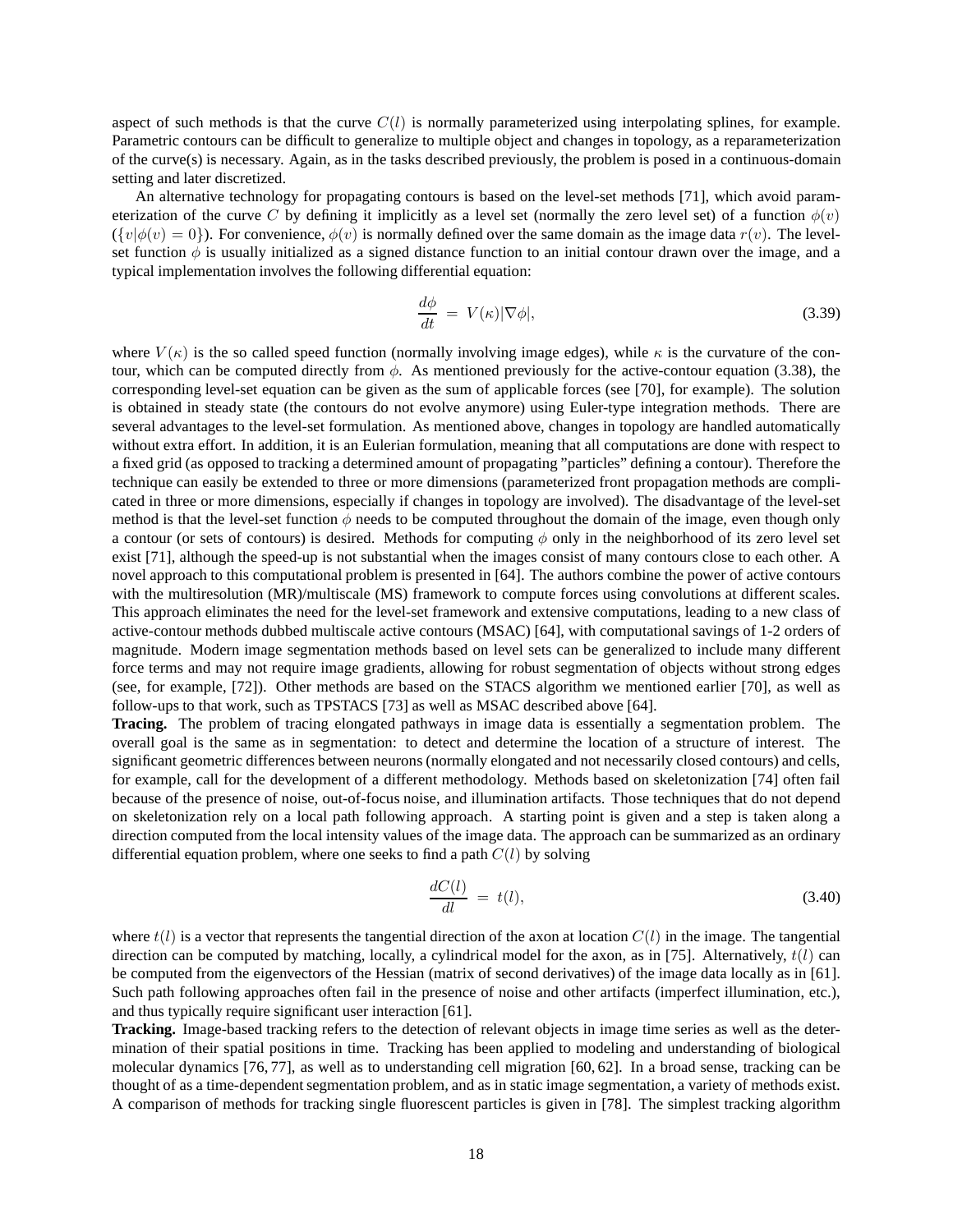aspect of such methods is that the curve $C(l)$ is normally parameterized using interpolating splines, for example. Parametric contours can be difficult to generalize to multiple object and changes in topology, as a reparameterization of the curve(s) is necessary. Again, as in the tasks described previously, the problem is posed in a continuous-domain setting and later discretized.

An alternative technology for propagating contours is based on the level-set methods [71], which avoid parameterization of the curve $C$ by defining it implicitly as a level set (normally the zero level set) of a function $\phi(v)$ ($\{v|\phi(v) = 0\}$). For convenience, $\phi(v)$ is normally defined over the same domain as the image data $r(v)$. The level-set function $\phi$ is usually initialized as a signed distance function to an initial contour drawn over the image, and a typical implementation involves the following differential equation:

$$\frac{d\phi}{dt} = V(\kappa)|\nabla\phi|, \tag{3.39}$$

where $V(\kappa)$ is the so called speed function (normally involving image edges), while $\kappa$ is the curvature of the contour, which can be computed directly from $\phi$. As mentioned previously for the active-contour equation (3.38), the corresponding level-set equation can be given as the sum of applicable forces (see [70], for example). The solution is obtained in steady state (the contours do not evolve anymore) using Euler-type integration methods. There are several advantages to the level-set formulation. As mentioned above, changes in topology are handled automatically without extra effort. In addition, it is an Eulerian formulation, meaning that all computations are done with respect to a fixed grid (as opposed to tracking a determined amount of propagating "particles" defining a contour). Therefore the technique can easily be extended to three or more dimensions (parameterized front propagation methods are complicated in three or more dimensions, especially if changes in topology are involved). The disadvantage of the level-set method is that the level-set function $\phi$ needs to be computed throughout the domain of the image, even though only a contour (or sets of contours) is desired. Methods for computing $\phi$ only in the neighborhood of its zero level set exist [71], although the speed-up is not substantial when the images consist of many contours close to each other. A novel approach to this computational problem is presented in [64]. The authors combine the power of active contours with the multiresolution (MR)/multiscale (MS) framework to compute forces using convolutions at different scales. This approach eliminates the need for the level-set framework and extensive computations, leading to a new class of active-contour methods dubbed multiscale active contours (MSAC) [64], with computational savings of 1-2 orders of magnitude. Modern image segmentation methods based on level sets can be generalized to include many different force terms and may not require image gradients, allowing for robust segmentation of objects without strong edges (see, for example, [72]). Other methods are based on the STACS algorithm we mentioned earlier [70], as well as follow-ups to that work, such as TPSTACS [73] as well as MSAC described above [64].

**Tracing.** The problem of tracing elongated pathways in image data is essentially a segmentation problem. The overall goal is the same as in segmentation: to detect and determine the location of a structure of interest. The significant geometric differences between neurons (normally elongated and not necessarily closed contours) and cells, for example, call for the development of a different methodology. Methods based on skeletonization [74] often fail because of the presence of noise, out-of-focus noise, and illumination artifacts. Those techniques that do not depend on skeletonization rely on a local path following approach. A starting point is given and a step is taken along a direction computed from the local intensity values of the image data. The approach can be summarized as an ordinary differential equation problem, where one seeks to find a path $C(l)$ by solving

$$\frac{dC(l)}{dl} = t(l), \tag{3.40}$$

where $t(l)$ is a vector that represents the tangential direction of the axon at location $C(l)$ in the image. The tangential direction can be computed by matching, locally, a cylindrical model for the axon, as in [75]. Alternatively, $t(l)$ can be computed from the eigenvectors of the Hessian (matrix of second derivatives) of the image data locally as in [61]. Such path following approaches often fail in the presence of noise and other artifacts (imperfect illumination, etc.), and thus typically require significant user interaction [61].

**Tracking.** Image-based tracking refers to the detection of relevant objects in image time series as well as the determination of their spatial positions in time. Tracking has been applied to modeling and understanding of biological molecular dynamics [76, 77], as well as to understanding cell migration [60, 62]. In a broad sense, tracking can be thought of as a time-dependent segmentation problem, and as in static image segmentation, a variety of methods exist. A comparison of methods for tracking single fluorescent particles is given in [78]. The simplest tracking algorithm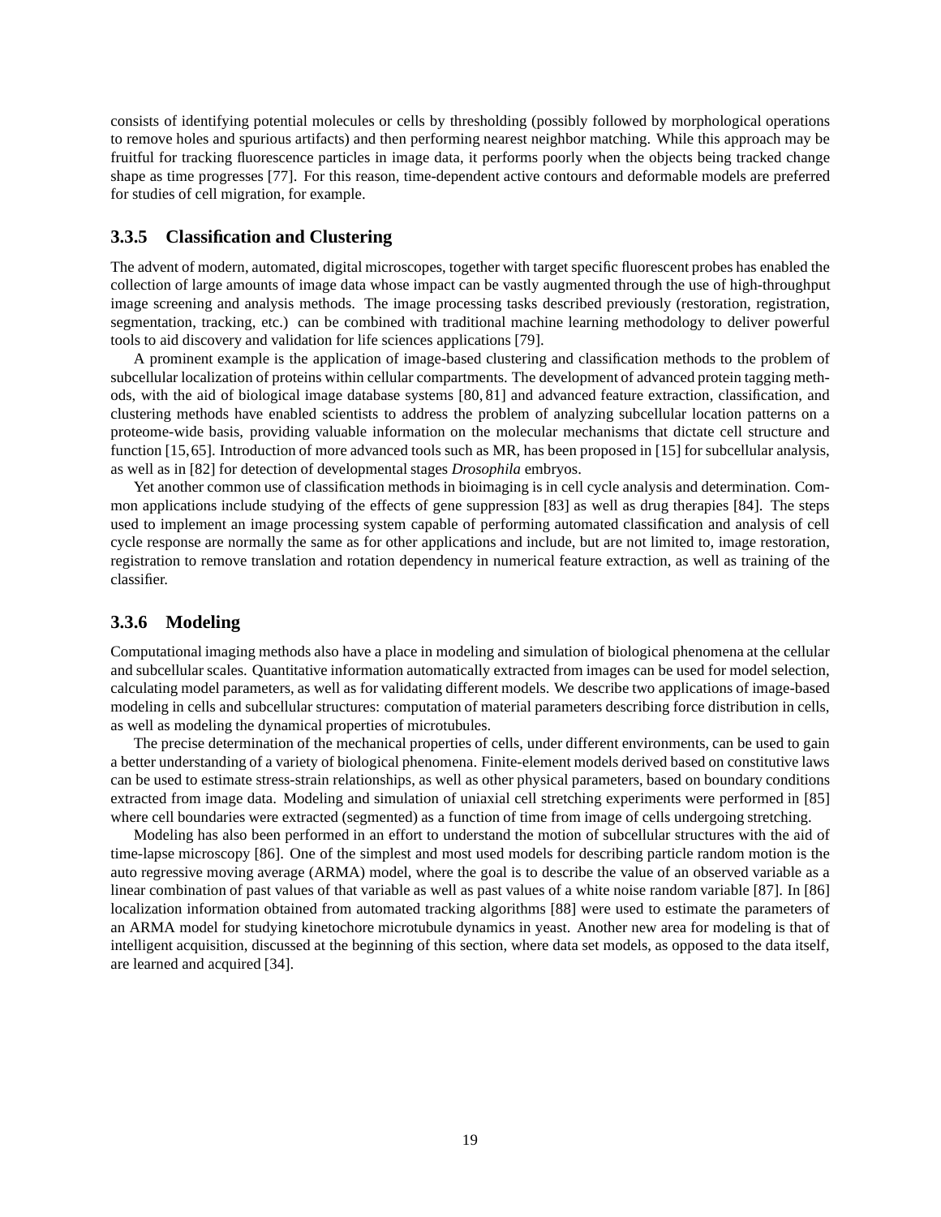consists of identifying potential molecules or cells by thresholding (possibly followed by morphological operations to remove holes and spurious artifacts) and then performing nearest neighbor matching. While this approach may be fruitful for tracking fluorescence particles in image data, it performs poorly when the objects being tracked change shape as time progresses [77]. For this reason, time-dependent active contours and deformable models are preferred for studies of cell migration, for example.

### 3.3.5 Classification and Clustering

The advent of modern, automated, digital microscopes, together with target specific fluorescent probes has enabled the collection of large amounts of image data whose impact can be vastly augmented through the use of high-throughput image screening and analysis methods. The image processing tasks described previously (restoration, registration, segmentation, tracking, etc.) can be combined with traditional machine learning methodology to deliver powerful tools to aid discovery and validation for life sciences applications [79].

A prominent example is the application of image-based clustering and classification methods to the problem of subcellular localization of proteins within cellular compartments. The development of advanced protein tagging methods, with the aid of biological image database systems [80, 81] and advanced feature extraction, classification, and clustering methods have enabled scientists to address the problem of analyzing subcellular location patterns on a proteome-wide basis, providing valuable information on the molecular mechanisms that dictate cell structure and function [15, 65]. Introduction of more advanced tools such as MR, has been proposed in [15] for subcellular analysis, as well as in [82] for detection of developmental stages *Drosophila* embryos.

Yet another common use of classification methods in bioimaging is in cell cycle analysis and determination. Common applications include studying of the effects of gene suppression [83] as well as drug therapies [84]. The steps used to implement an image processing system capable of performing automated classification and analysis of cell cycle response are normally the same as for other applications and include, but are not limited to, image restoration, registration to remove translation and rotation dependency in numerical feature extraction, as well as training of the classifier.

### 3.3.6 Modeling

Computational imaging methods also have a place in modeling and simulation of biological phenomena at the cellular and subcellular scales. Quantitative information automatically extracted from images can be used for model selection, calculating model parameters, as well as for validating different models. We describe two applications of image-based modeling in cells and subcellular structures: computation of material parameters describing force distribution in cells, as well as modeling the dynamical properties of microtubules.

The precise determination of the mechanical properties of cells, under different environments, can be used to gain a better understanding of a variety of biological phenomena. Finite-element models derived based on constitutive laws can be used to estimate stress-strain relationships, as well as other physical parameters, based on boundary conditions extracted from image data. Modeling and simulation of uniaxial cell stretching experiments were performed in [85] where cell boundaries were extracted (segmented) as a function of time from image of cells undergoing stretching.

Modeling has also been performed in an effort to understand the motion of subcellular structures with the aid of time-lapse microscopy [86]. One of the simplest and most used models for describing particle random motion is the auto regressive moving average (ARMA) model, where the goal is to describe the value of an observed variable as a linear combination of past values of that variable as well as past values of a white noise random variable [87]. In [86] localization information obtained from automated tracking algorithms [88] were used to estimate the parameters of an ARMA model for studying kinetochore microtubule dynamics in yeast. Another new area for modeling is that of intelligent acquisition, discussed at the beginning of this section, where data set models, as opposed to the data itself, are learned and acquired [34].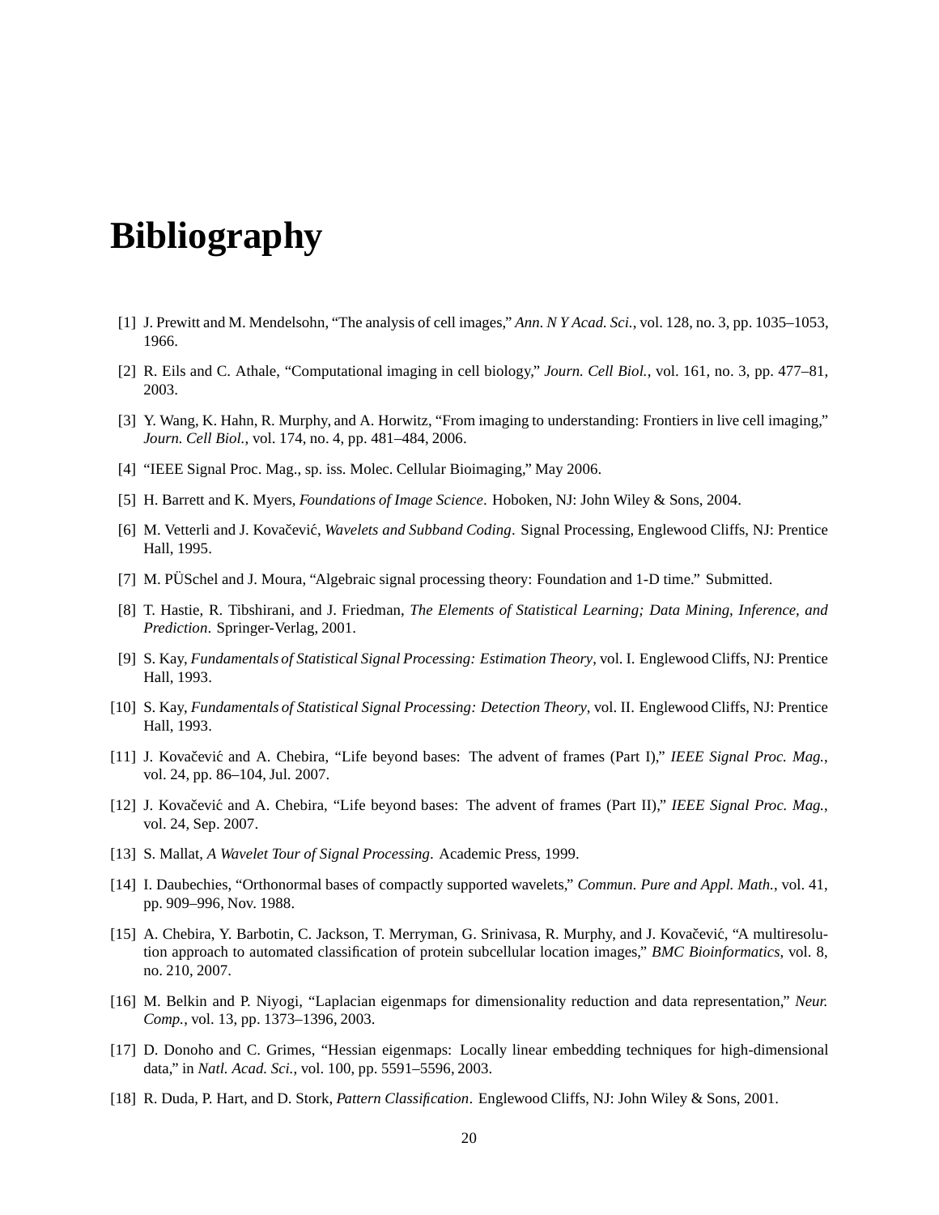# Bibliography

[1] J. Prewitt and M. Mendelsohn, "The analysis of cell images," *Ann. N Y Acad. Sci.*, vol. 128, no. 3, pp. 1035–1053, 1966.

[2] R. Eils and C. Athale, "Computational imaging in cell biology," *Journ. Cell Biol.*, vol. 161, no. 3, pp. 477–81, 2003.

[3] Y. Wang, K. Hahn, R. Murphy, and A. Horwitz, "From imaging to understanding: Frontiers in live cell imaging," *Journ. Cell Biol.*, vol. 174, no. 4, pp. 481–484, 2006.

[4] "IEEE Signal Proc. Mag., sp. iss. Molec. Cellular Bioimaging," May 2006.

[5] H. Barrett and K. Myers, *Foundations of Image Science*. Hoboken, NJ: John Wiley & Sons, 2004.

[6] M. Vetterli and J. Kovačević, *Wavelets and Subband Coding*. Signal Processing, Englewood Cliffs, NJ: Prentice Hall, 1995.

[7] M. PÜSchel and J. Moura, "Algebraic signal processing theory: Foundation and 1-D time." Submitted.

[8] T. Hastie, R. Tibshirani, and J. Friedman, *The Elements of Statistical Learning; Data Mining, Inference, and Prediction*. Springer-Verlag, 2001.

[9] S. Kay, *Fundamentals of Statistical Signal Processing: Estimation Theory*, vol. I. Englewood Cliffs, NJ: Prentice Hall, 1993.

[10] S. Kay, *Fundamentals of Statistical Signal Processing: Detection Theory*, vol. II. Englewood Cliffs, NJ: Prentice Hall, 1993.

[11] J. Kovačević and A. Chebira, "Life beyond bases: The advent of frames (Part I)," *IEEE Signal Proc. Mag.*, vol. 24, pp. 86–104, Jul. 2007.

[12] J. Kovačević and A. Chebira, "Life beyond bases: The advent of frames (Part II)," *IEEE Signal Proc. Mag.*, vol. 24, Sep. 2007.

[13] S. Mallat, *A Wavelet Tour of Signal Processing*. Academic Press, 1999.

[14] I. Daubechies, "Orthonormal bases of compactly supported wavelets," *Commun. Pure and Appl. Math.*, vol. 41, pp. 909–996, Nov. 1988.

[15] A. Chebira, Y. Barbotin, C. Jackson, T. Merryman, G. Srinivasa, R. Murphy, and J. Kovačević, "A multiresolution approach to automated classification of protein subcellular location images," *BMC Bioinformatics*, vol. 8, no. 210, 2007.

[16] M. Belkin and P. Niyogi, "Laplacian eigenmaps for dimensionality reduction and data representation," *Neur. Comp.*, vol. 13, pp. 1373–1396, 2003.

[17] D. Donoho and C. Grimes, "Hessian eigenmaps: Locally linear embedding techniques for high-dimensional data," in *Natl. Acad. Sci.*, vol. 100, pp. 5591–5596, 2003.

[18] R. Duda, P. Hart, and D. Stork, *Pattern Classification*. Englewood Cliffs, NJ: John Wiley & Sons, 2001.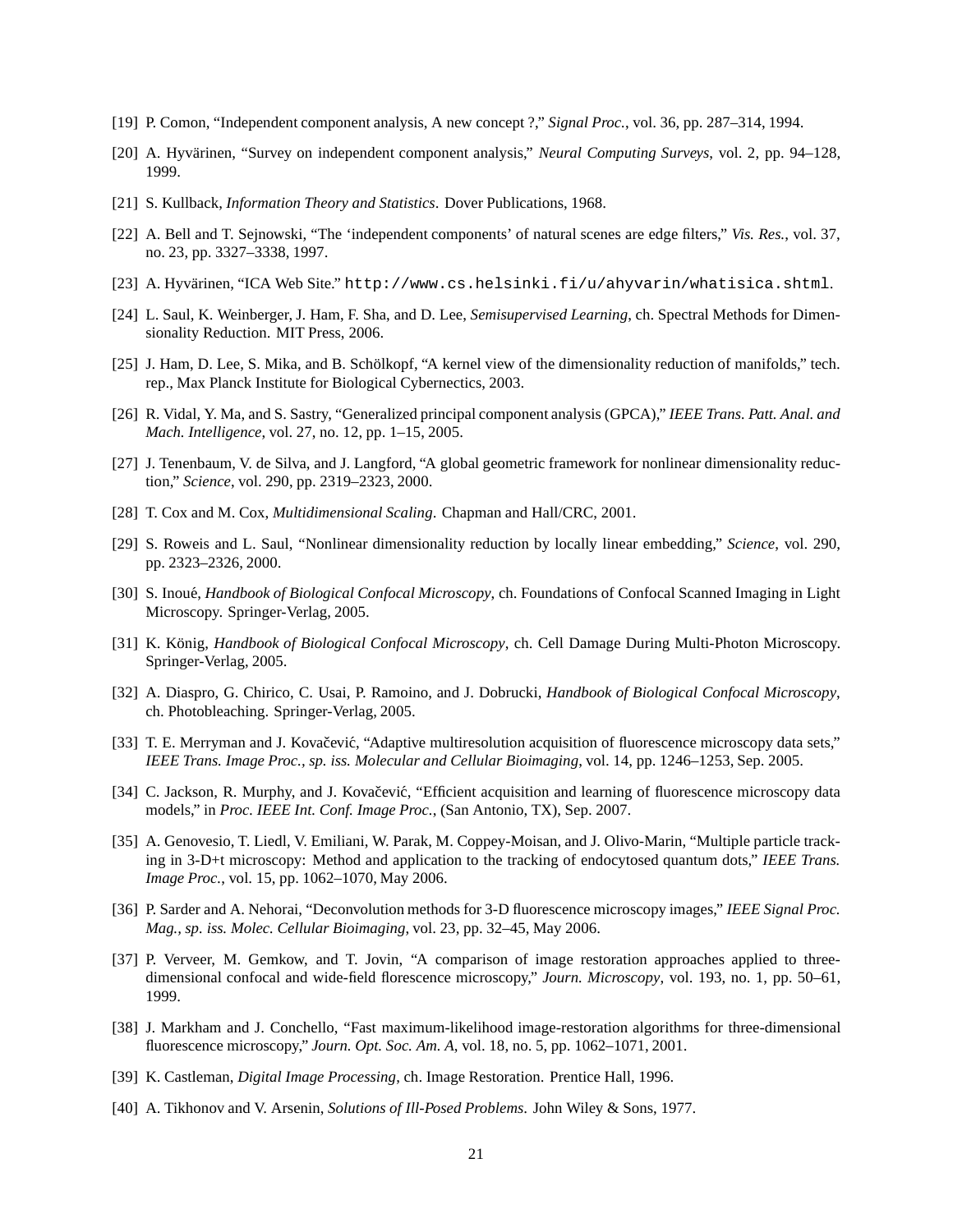[19] P. Comon, "Independent component analysis, A new concept ?," *Signal Proc.*, vol. 36, pp. 287–314, 1994.

[20] A. Hyvärinen, "Survey on independent component analysis," *Neural Computing Surveys*, vol. 2, pp. 94–128, 1999.

[21] S. Kullback, *Information Theory and Statistics*. Dover Publications, 1968.

[22] A. Bell and T. Sejnowski, "The 'independent components' of natural scenes are edge filters," *Vis. Res.*, vol. 37, no. 23, pp. 3327–3338, 1997.

[23] A. Hyvärinen, "ICA Web Site." `http://www.cs.helsinki.fi/u/ahyvarin/whatisica.shtml`.

[24] L. Saul, K. Weinberger, J. Ham, F. Sha, and D. Lee, *Semisupervised Learning*, ch. Spectral Methods for Dimensionality Reduction. MIT Press, 2006.

[25] J. Ham, D. Lee, S. Mika, and B. Schölkopf, "A kernel view of the dimensionality reduction of manifolds," tech. rep., Max Planck Institute for Biological Cybernectics, 2003.

[26] R. Vidal, Y. Ma, and S. Sastry, "Generalized principal component analysis (GPCA)," *IEEE Trans. Patt. Anal. and Mach. Intelligence*, vol. 27, no. 12, pp. 1–15, 2005.

[27] J. Tenenbaum, V. de Silva, and J. Langford, "A global geometric framework for nonlinear dimensionality reduction," *Science*, vol. 290, pp. 2319–2323, 2000.

[28] T. Cox and M. Cox, *Multidimensional Scaling*. Chapman and Hall/CRC, 2001.

[29] S. Roweis and L. Saul, "Nonlinear dimensionality reduction by locally linear embedding," *Science*, vol. 290, pp. 2323–2326, 2000.

[30] S. Inoué, *Handbook of Biological Confocal Microscopy*, ch. Foundations of Confocal Scanned Imaging in Light Microscopy. Springer-Verlag, 2005.

[31] K. König, *Handbook of Biological Confocal Microscopy*, ch. Cell Damage During Multi-Photon Microscopy. Springer-Verlag, 2005.

[32] A. Diaspro, G. Chirico, C. Usai, P. Ramoino, and J. Dobrucki, *Handbook of Biological Confocal Microscopy*, ch. Photobleaching. Springer-Verlag, 2005.

[33] T. E. Merryman and J. Kovačević, "Adaptive multiresolution acquisition of fluorescence microscopy data sets," *IEEE Trans. Image Proc., sp. iss. Molecular and Cellular Bioimaging*, vol. 14, pp. 1246–1253, Sep. 2005.

[34] C. Jackson, R. Murphy, and J. Kovačević, "Efficient acquisition and learning of fluorescence microscopy data models," in *Proc. IEEE Int. Conf. Image Proc.*, (San Antonio, TX), Sep. 2007.

[35] A. Genovesio, T. Liedl, V. Emiliani, W. Parak, M. Coppey-Moisan, and J. Olivo-Marin, "Multiple particle tracking in 3-D+t microscopy: Method and application to the tracking of endocytosed quantum dots," *IEEE Trans. Image Proc.*, vol. 15, pp. 1062–1070, May 2006.

[36] P. Sarder and A. Nehorai, "Deconvolution methods for 3-D fluorescence microscopy images," *IEEE Signal Proc. Mag., sp. iss. Molec. Cellular Bioimaging*, vol. 23, pp. 32–45, May 2006.

[37] P. Verveer, M. Gemkow, and T. Jovin, "A comparison of image restoration approaches applied to three-dimensional confocal and wide-field florescence microscopy," *Journ. Microscopy*, vol. 193, no. 1, pp. 50–61, 1999.

[38] J. Markham and J. Conchello, "Fast maximum-likelihood image-restoration algorithms for three-dimensional fluorescence microscopy," *Journ. Opt. Soc. Am. A*, vol. 18, no. 5, pp. 1062–1071, 2001.

[39] K. Castleman, *Digital Image Processing*, ch. Image Restoration. Prentice Hall, 1996.

[40] A. Tikhonov and V. Arsenin, *Solutions of Ill-Posed Problems*. John Wiley & Sons, 1977.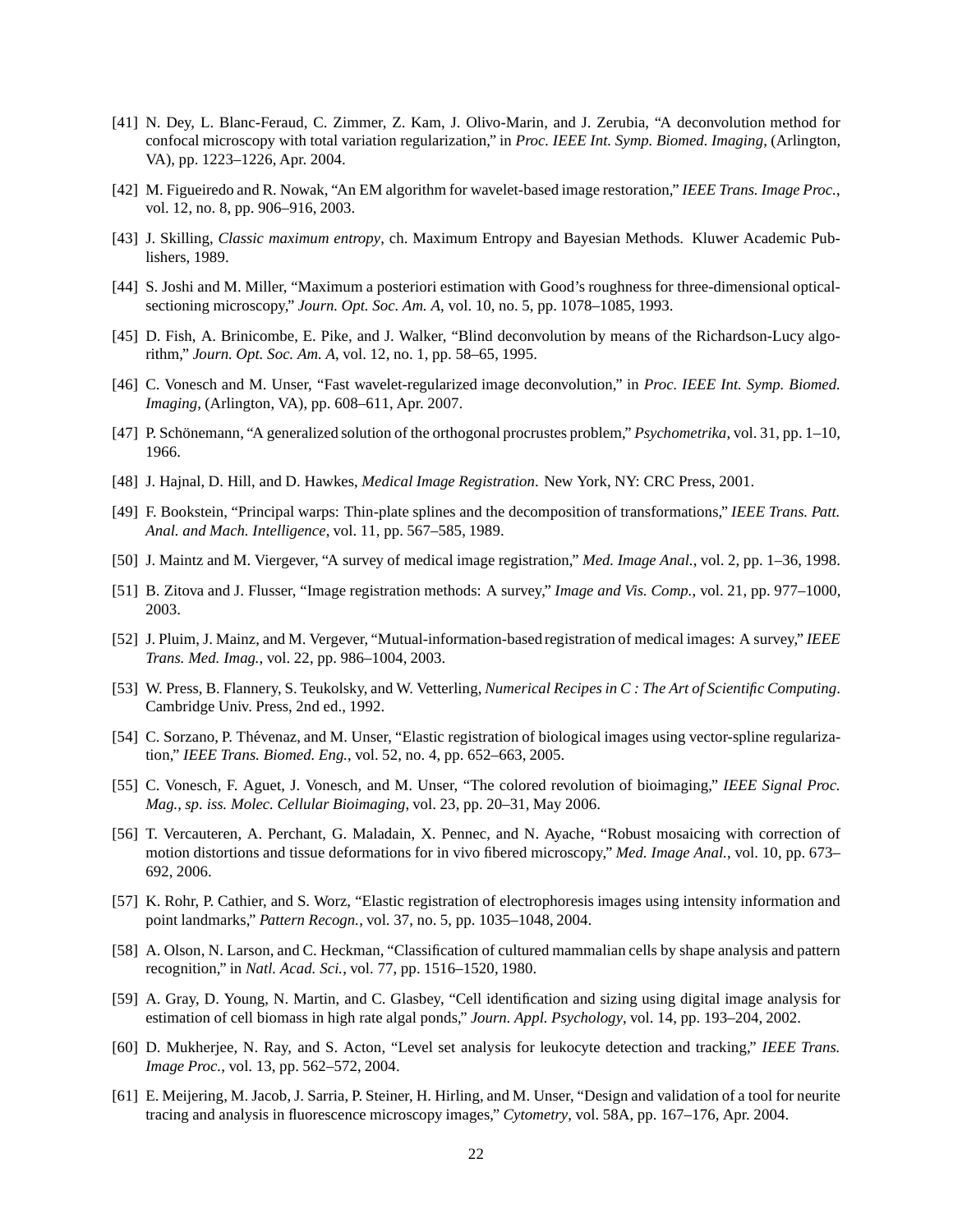[41] N. Dey, L. Blanc-Feraud, C. Zimmer, Z. Kam, J. Olivo-Marin, and J. Zerubia, "A deconvolution method for confocal microscopy with total variation regularization," in *Proc. IEEE Int. Symp. Biomed. Imaging*, (Arlington, VA), pp. 1223–1226, Apr. 2004.

[42] M. Figueiredo and R. Nowak, "An EM algorithm for wavelet-based image restoration," *IEEE Trans. Image Proc.*, vol. 12, no. 8, pp. 906–916, 2003.

[43] J. Skilling, *Classic maximum entropy*, ch. Maximum Entropy and Bayesian Methods. Kluwer Academic Publishers, 1989.

[44] S. Joshi and M. Miller, "Maximum a posteriori estimation with Good's roughness for three-dimensional optical-sectioning microscopy," *Journ. Opt. Soc. Am. A*, vol. 10, no. 5, pp. 1078–1085, 1993.

[45] D. Fish, A. Brinicombe, E. Pike, and J. Walker, "Blind deconvolution by means of the Richardson-Lucy algorithm," *Journ. Opt. Soc. Am. A*, vol. 12, no. 1, pp. 58–65, 1995.

[46] C. Vonesch and M. Unser, "Fast wavelet-regularized image deconvolution," in *Proc. IEEE Int. Symp. Biomed. Imaging*, (Arlington, VA), pp. 608–611, Apr. 2007.

[47] P. Schönemann, "A generalized solution of the orthogonal procrustes problem," *Psychometrika*, vol. 31, pp. 1–10, 1966.

[48] J. Hajnal, D. Hill, and D. Hawkes, *Medical Image Registration*. New York, NY: CRC Press, 2001.

[49] F. Bookstein, "Principal warps: Thin-plate splines and the decomposition of transformations," *IEEE Trans. Patt. Anal. and Mach. Intelligence*, vol. 11, pp. 567–585, 1989.

[50] J. Maintz and M. Viergever, "A survey of medical image registration," *Med. Image Anal.*, vol. 2, pp. 1–36, 1998.

[51] B. Zitova and J. Flusser, "Image registration methods: A survey," *Image and Vis. Comp.*, vol. 21, pp. 977–1000, 2003.

[52] J. Pluim, J. Mainz, and M. Vergever, "Mutual-information-based registration of medical images: A survey," *IEEE Trans. Med. Imag.*, vol. 22, pp. 986–1004, 2003.

[53] W. Press, B. Flannery, S. Teukolsky, and W. Vetterling, *Numerical Recipes in C : The Art of Scientific Computing*. Cambridge Univ. Press, 2nd ed., 1992.

[54] C. Sorzano, P. Thévenaz, and M. Unser, "Elastic registration of biological images using vector-spline regularization," *IEEE Trans. Biomed. Eng.*, vol. 52, no. 4, pp. 652–663, 2005.

[55] C. Vonesch, F. Aguet, J. Vonesch, and M. Unser, "The colored revolution of bioimaging," *IEEE Signal Proc. Mag., sp. iss. Molec. Cellular Bioimaging*, vol. 23, pp. 20–31, May 2006.

[56] T. Vercauteren, A. Perchant, G. Maladain, X. Pennec, and N. Ayache, "Robust mosaicing with correction of motion distortions and tissue deformations for in vivo fibered microscopy," *Med. Image Anal.*, vol. 10, pp. 673–692, 2006.

[57] K. Rohr, P. Cathier, and S. Worz, "Elastic registration of electrophoresis images using intensity information and point landmarks," *Pattern Recogn.*, vol. 37, no. 5, pp. 1035–1048, 2004.

[58] A. Olson, N. Larson, and C. Heckman, "Classification of cultured mammalian cells by shape analysis and pattern recognition," in *Natl. Acad. Sci.*, vol. 77, pp. 1516–1520, 1980.

[59] A. Gray, D. Young, N. Martin, and C. Glasbey, "Cell identification and sizing using digital image analysis for estimation of cell biomass in high rate algal ponds," *Journ. Appl. Psychology*, vol. 14, pp. 193–204, 2002.

[60] D. Mukherjee, N. Ray, and S. Acton, "Level set analysis for leukocyte detection and tracking," *IEEE Trans. Image Proc.*, vol. 13, pp. 562–572, 2004.

[61] E. Meijering, M. Jacob, J. Sarria, P. Steiner, H. Hirling, and M. Unser, "Design and validation of a tool for neurite tracing and analysis in fluorescence microscopy images," *Cytometry*, vol. 58A, pp. 167–176, Apr. 2004.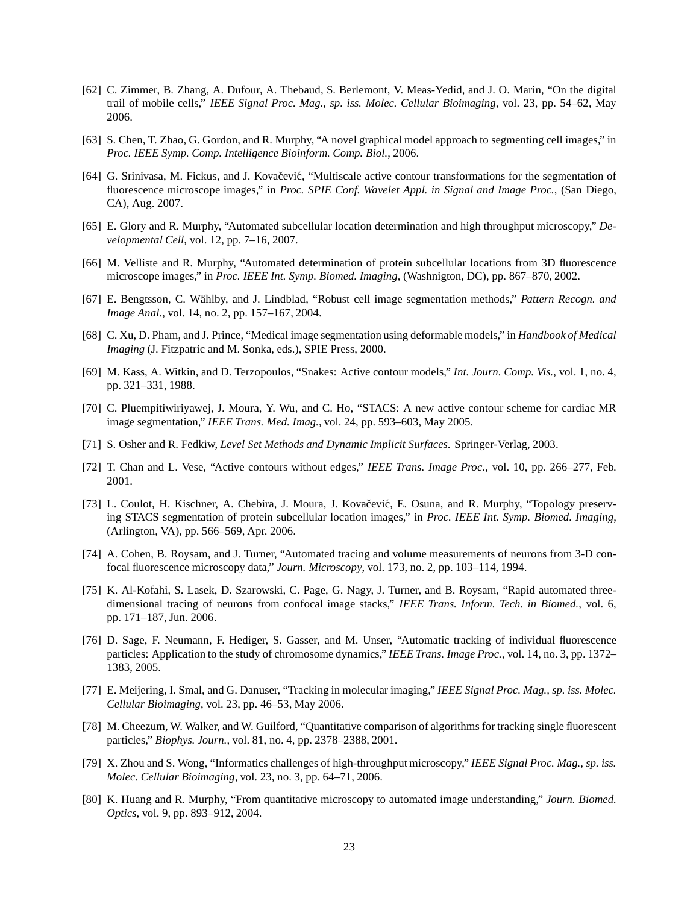[62] C. Zimmer, B. Zhang, A. Dufour, A. Thebaud, S. Berlemont, V. Meas-Yedid, and J. O. Marin, "On the digital trail of mobile cells," *IEEE Signal Proc. Mag., sp. iss. Molec. Cellular Bioimaging*, vol. 23, pp. 54–62, May 2006.

[63] S. Chen, T. Zhao, G. Gordon, and R. Murphy, "A novel graphical model approach to segmenting cell images," in *Proc. IEEE Symp. Comp. Intelligence Bioinform. Comp. Biol.*, 2006.

[64] G. Srinivasa, M. Fickus, and J. Kovačević, "Multiscale active contour transformations for the segmentation of fluorescence microscope images," in *Proc. SPIE Conf. Wavelet Appl. in Signal and Image Proc.*, (San Diego, CA), Aug. 2007.

[65] E. Glory and R. Murphy, "Automated subcellular location determination and high throughput microscopy," *Developmental Cell*, vol. 12, pp. 7–16, 2007.

[66] M. Velliste and R. Murphy, "Automated determination of protein subcellular locations from 3D fluorescence microscope images," in *Proc. IEEE Int. Symp. Biomed. Imaging*, (Washnigton, DC), pp. 867–870, 2002.

[67] E. Bengtsson, C. Wählby, and J. Lindblad, "Robust cell image segmentation methods," *Pattern Recogn. and Image Anal.*, vol. 14, no. 2, pp. 157–167, 2004.

[68] C. Xu, D. Pham, and J. Prince, "Medical image segmentation using deformable models," in *Handbook of Medical Imaging* (J. Fitzpatric and M. Sonka, eds.), SPIE Press, 2000.

[69] M. Kass, A. Witkin, and D. Terzopoulos, "Snakes: Active contour models," *Int. Journ. Comp. Vis.*, vol. 1, no. 4, pp. 321–331, 1988.

[70] C. Pluempitiwiriyawej, J. Moura, Y. Wu, and C. Ho, "STACS: A new active contour scheme for cardiac MR image segmentation," *IEEE Trans. Med. Imag.*, vol. 24, pp. 593–603, May 2005.

[71] S. Osher and R. Fedkiw, *Level Set Methods and Dynamic Implicit Surfaces*. Springer-Verlag, 2003.

[72] T. Chan and L. Vese, "Active contours without edges," *IEEE Trans. Image Proc.*, vol. 10, pp. 266–277, Feb. 2001.

[73] L. Coulot, H. Kischner, A. Chebira, J. Moura, J. Kovačević, E. Osuna, and R. Murphy, "Topology preserving STACS segmentation of protein subcellular location images," in *Proc. IEEE Int. Symp. Biomed. Imaging*, (Arlington, VA), pp. 566–569, Apr. 2006.

[74] A. Cohen, B. Roysam, and J. Turner, "Automated tracing and volume measurements of neurons from 3-D confocal fluorescence microscopy data," *Journ. Microscopy*, vol. 173, no. 2, pp. 103–114, 1994.

[75] K. Al-Kofahi, S. Lasek, D. Szarowski, C. Page, G. Nagy, J. Turner, and B. Roysam, "Rapid automated three-dimensional tracing of neurons from confocal image stacks," *IEEE Trans. Inform. Tech. in Biomed.*, vol. 6, pp. 171–187, Jun. 2006.

[76] D. Sage, F. Neumann, F. Hediger, S. Gasser, and M. Unser, "Automatic tracking of individual fluorescence particles: Application to the study of chromosome dynamics," *IEEE Trans. Image Proc.*, vol. 14, no. 3, pp. 1372–1383, 2005.

[77] E. Meijering, I. Smal, and G. Danuser, "Tracking in molecular imaging," *IEEE Signal Proc. Mag., sp. iss. Molec. Cellular Bioimaging*, vol. 23, pp. 46–53, May 2006.

[78] M. Cheezum, W. Walker, and W. Guilford, "Quantitative comparison of algorithms for tracking single fluorescent particles," *Biophys. Journ.*, vol. 81, no. 4, pp. 2378–2388, 2001.

[79] X. Zhou and S. Wong, "Informatics challenges of high-throughput microscopy," *IEEE Signal Proc. Mag., sp. iss. Molec. Cellular Bioimaging*, vol. 23, no. 3, pp. 64–71, 2006.

[80] K. Huang and R. Murphy, "From quantitative microscopy to automated image understanding," *Journ. Biomed. Optics*, vol. 9, pp. 893–912, 2004.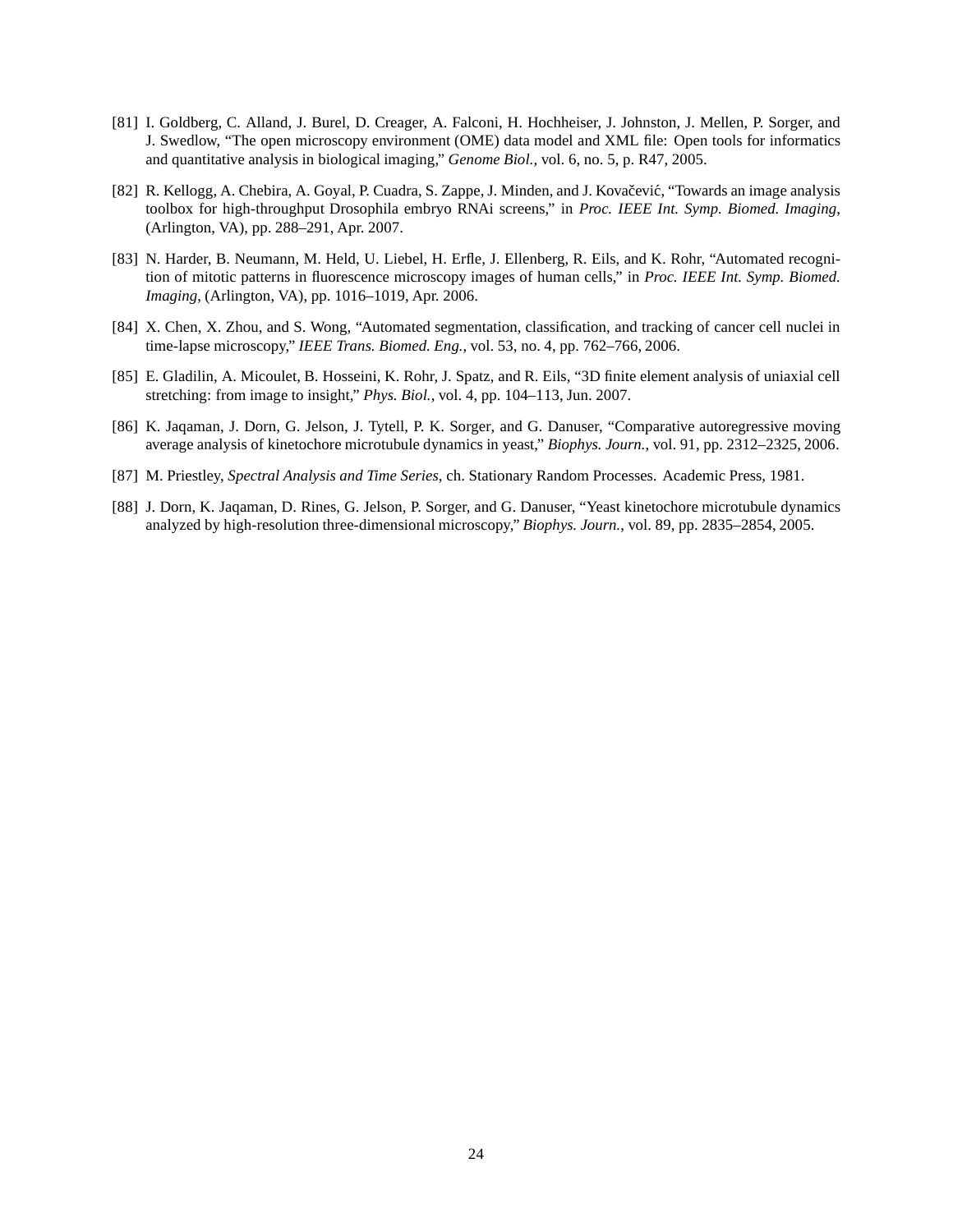[81] I. Goldberg, C. Alland, J. Burel, D. Creager, A. Falconi, H. Hochheiser, J. Johnston, J. Mellen, P. Sorger, and J. Swedlow, "The open microscopy environment (OME) data model and XML file: Open tools for informatics and quantitative analysis in biological imaging," *Genome Biol.*, vol. 6, no. 5, p. R47, 2005.

[82] R. Kellogg, A. Chebira, A. Goyal, P. Cuadra, S. Zappe, J. Minden, and J. Kovačević, "Towards an image analysis toolbox for high-throughput Drosophila embryo RNAi screens," in *Proc. IEEE Int. Symp. Biomed. Imaging*, (Arlington, VA), pp. 288–291, Apr. 2007.

[83] N. Harder, B. Neumann, M. Held, U. Liebel, H. Erfle, J. Ellenberg, R. Eils, and K. Rohr, "Automated recognition of mitotic patterns in fluorescence microscopy images of human cells," in *Proc. IEEE Int. Symp. Biomed. Imaging*, (Arlington, VA), pp. 1016–1019, Apr. 2006.

[84] X. Chen, X. Zhou, and S. Wong, "Automated segmentation, classification, and tracking of cancer cell nuclei in time-lapse microscopy," *IEEE Trans. Biomed. Eng.*, vol. 53, no. 4, pp. 762–766, 2006.

[85] E. Gladilin, A. Micoulet, B. Hosseini, K. Rohr, J. Spatz, and R. Eils, "3D finite element analysis of uniaxial cell stretching: from image to insight," *Phys. Biol.*, vol. 4, pp. 104–113, Jun. 2007.

[86] K. Jaqaman, J. Dorn, G. Jelson, J. Tytell, P. K. Sorger, and G. Danuser, "Comparative autoregressive moving average analysis of kinetochore microtubule dynamics in yeast," *Biophys. Journ.*, vol. 91, pp. 2312–2325, 2006.

[87] M. Priestley, *Spectral Analysis and Time Series*, ch. Stationary Random Processes. Academic Press, 1981.

[88] J. Dorn, K. Jaqaman, D. Rines, G. Jelson, P. Sorger, and G. Danuser, "Yeast kinetochore microtubule dynamics analyzed by high-resolution three-dimensional microscopy," *Biophys. Journ.*, vol. 89, pp. 2835–2854, 2005.